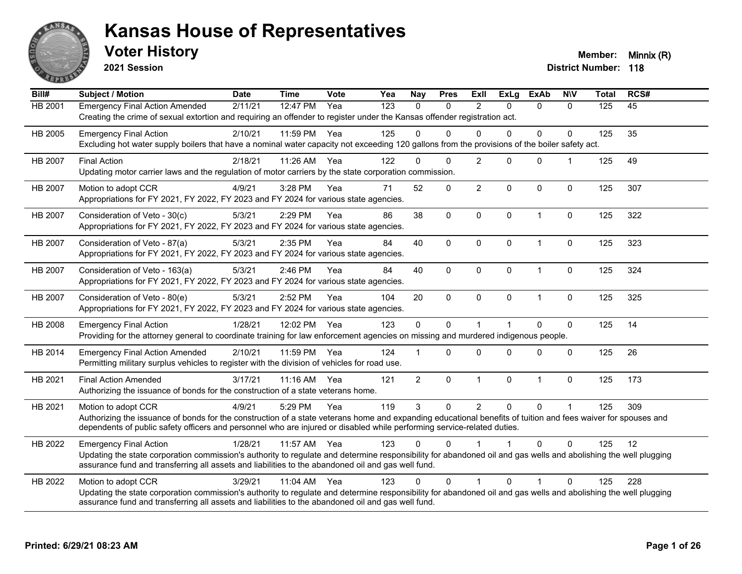# Kansas House of Representatives

## Voter History

**2021 Session**

**Member:** Minnix (R)

**District Number:** 118

| Bill# | Subject / Motion | Date | Time | Vote | Yea | Nay | Pres | ExII | ExLg | ExAb | N\V | Total | RCS# |
|---|---|---|---|---|---|---|---|---|---|---|---|---|---|
| HB 2001 | Emergency Final Action Amended | 2/11/21 | 12:47 PM | Yea | 123 | 0 | 0 | 2 | 0 | 0 | 0 | 125 | 45 |
| | Creating the crime of sexual extortion and requiring an offender to register under the Kansas offender registration act. | | | | | | | | | | | | |
| HB 2005 | Emergency Final Action | 2/10/21 | 11:59 PM | Yea | 125 | 0 | 0 | 0 | 0 | 0 | 0 | 125 | 35 |
| | Excluding hot water supply boilers that have a nominal water capacity not exceeding 120 gallons from the provisions of the boiler safety act. | | | | | | | | | | | | |
| HB 2007 | Final Action | 2/18/21 | 11:26 AM | Yea | 122 | 0 | 0 | 2 | 0 | 0 | 1 | 125 | 49 |
| | Updating motor carrier laws and the regulation of motor carriers by the state corporation commission. | | | | | | | | | | | | |
| HB 2007 | Motion to adopt CCR | 4/9/21 | 3:28 PM | Yea | 71 | 52 | 0 | 2 | 0 | 0 | 0 | 125 | 307 |
| | Appropriations for FY 2021, FY 2022, FY 2023 and FY 2024 for various state agencies. | | | | | | | | | | | | |
| HB 2007 | Consideration of Veto - 30(c) | 5/3/21 | 2:29 PM | Yea | 86 | 38 | 0 | 0 | 0 | 1 | 0 | 125 | 322 |
| | Appropriations for FY 2021, FY 2022, FY 2023 and FY 2024 for various state agencies. | | | | | | | | | | | | |
| HB 2007 | Consideration of Veto - 87(a) | 5/3/21 | 2:35 PM | Yea | 84 | 40 | 0 | 0 | 0 | 1 | 0 | 125 | 323 |
| | Appropriations for FY 2021, FY 2022, FY 2023 and FY 2024 for various state agencies. | | | | | | | | | | | | |
| HB 2007 | Consideration of Veto - 163(a) | 5/3/21 | 2:46 PM | Yea | 84 | 40 | 0 | 0 | 0 | 1 | 0 | 125 | 324 |
| | Appropriations for FY 2021, FY 2022, FY 2023 and FY 2024 for various state agencies. | | | | | | | | | | | | |
| HB 2007 | Consideration of Veto - 80(e) | 5/3/21 | 2:52 PM | Yea | 104 | 20 | 0 | 0 | 0 | 1 | 0 | 125 | 325 |
| | Appropriations for FY 2021, FY 2022, FY 2023 and FY 2024 for various state agencies. | | | | | | | | | | | | |
| HB 2008 | Emergency Final Action | 1/28/21 | 12:02 PM | Yea | 123 | 0 | 0 | 1 | 1 | 0 | 0 | 125 | 14 |
| | Providing for the attorney general to coordinate training for law enforcement agencies on missing and murdered indigenous people. | | | | | | | | | | | | |
| HB 2014 | Emergency Final Action Amended | 2/10/21 | 11:59 PM | Yea | 124 | 1 | 0 | 0 | 0 | 0 | 0 | 125 | 26 |
| | Permitting military surplus vehicles to register with the division of vehicles for road use. | | | | | | | | | | | | |
| HB 2021 | Final Action Amended | 3/17/21 | 11:16 AM | Yea | 121 | 2 | 0 | 1 | 0 | 1 | 0 | 125 | 173 |
| | Authorizing the issuance of bonds for the construction of a state veterans home. | | | | | | | | | | | | |
| HB 2021 | Motion to adopt CCR | 4/9/21 | 5:29 PM | Yea | 119 | 3 | 0 | 2 | 0 | 0 | 1 | 125 | 309 |
| | Authorizing the issuance of bonds for the construction of a state veterans home and expanding educational benefits of tuition and fees waiver for spouses and dependents of public safety officers and personnel who are injured or disabled while performing service-related duties. | | | | | | | | | | | | |
| HB 2022 | Emergency Final Action | 1/28/21 | 11:57 AM | Yea | 123 | 0 | 0 | 1 | 1 | 0 | 0 | 125 | 12 |
| | Updating the state corporation commission's authority to regulate and determine responsibility for abandoned oil and gas wells and abolishing the well plugging assurance fund and transferring all assets and liabilities to the abandoned oil and gas well fund. | | | | | | | | | | | | |
| HB 2022 | Motion to adopt CCR | 3/29/21 | 11:04 AM | Yea | 123 | 0 | 0 | 1 | 0 | 1 | 0 | 125 | 228 |
| | Updating the state corporation commission's authority to regulate and determine responsibility for abandoned oil and gas wells and abolishing the well plugging assurance fund and transferring all assets and liabilities to the abandoned oil and gas well fund. | | | | | | | | | | | | |

**Printed: 6/29/21 08:23 AM**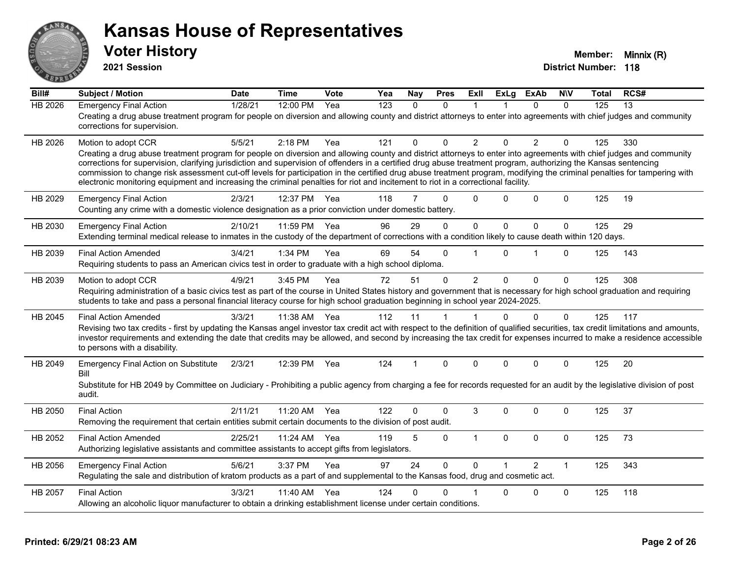# Kansas House of Representatives

## Voter History

**2021 Session**

**Member:** Minnix (R)
**District Number:** 118

| Bill# | Subject / Motion | Date | Time | Vote | Yea | Nay | Pres | ExII | ExLg | ExAb | N\V | Total | RCS# |
|---|---|---|---|---|---|---|---|---|---|---|---|---|---|
| HB 2026 | Emergency Final Action | 1/28/21 | 12:00 PM | Yea | 123 | 0 | 0 | 1 | 1 | 0 | 0 | 125 | 13 |
| | Creating a drug abuse treatment program for people on diversion and allowing county and district attorneys to enter into agreements with chief judges and community corrections for supervision. | | | | | | | | | | | | |
| HB 2026 | Motion to adopt CCR | 5/5/21 | 2:18 PM | Yea | 121 | 0 | 0 | 2 | 0 | 2 | 0 | 125 | 330 |
| | Creating a drug abuse treatment program for people on diversion and allowing county and district attorneys to enter into agreements with chief judges and community corrections for supervision, clarifying jurisdiction and supervision of offenders in a certified drug abuse treatment program, authorizing the Kansas sentencing commission to change risk assessment cut-off levels for participation in the certified drug abuse treatment program, modifying the criminal penalties for tampering with electronic monitoring equipment and increasing the criminal penalties for riot and incitement to riot in a correctional facility. | | | | | | | | | | | | |
| HB 2029 | Emergency Final Action | 2/3/21 | 12:37 PM | Yea | 118 | 7 | 0 | 0 | 0 | 0 | 0 | 125 | 19 |
| | Counting any crime with a domestic violence designation as a prior conviction under domestic battery. | | | | | | | | | | | | |
| HB 2030 | Emergency Final Action | 2/10/21 | 11:59 PM | Yea | 96 | 29 | 0 | 0 | 0 | 0 | 0 | 125 | 29 |
| | Extending terminal medical release to inmates in the custody of the department of corrections with a condition likely to cause death within 120 days. | | | | | | | | | | | | |
| HB 2039 | Final Action Amended | 3/4/21 | 1:34 PM | Yea | 69 | 54 | 0 | 1 | 0 | 1 | 0 | 125 | 143 |
| | Requiring students to pass an American civics test in order to graduate with a high school diploma. | | | | | | | | | | | | |
| HB 2039 | Motion to adopt CCR | 4/9/21 | 3:45 PM | Yea | 72 | 51 | 0 | 2 | 0 | 0 | 0 | 125 | 308 |
| | Requiring administration of a basic civics test as part of the course in United States history and government that is necessary for high school graduation and requiring students to take and pass a personal financial literacy course for high school graduation beginning in school year 2024-2025. | | | | | | | | | | | | |
| HB 2045 | Final Action Amended | 3/3/21 | 11:38 AM | Yea | 112 | 11 | 1 | 1 | 0 | 0 | 0 | 125 | 117 |
| | Revising two tax credits - first by updating the Kansas angel investor tax credit act with respect to the definition of qualified securities, tax credit limitations and amounts, investor requirements and extending the date that credits may be allowed, and second by increasing the tax credit for expenses incurred to make a residence accessible to persons with a disability. | | | | | | | | | | | | |
| HB 2049 | Emergency Final Action on Substitute Bill | 2/3/21 | 12:39 PM | Yea | 124 | 1 | 0 | 0 | 0 | 0 | 0 | 125 | 20 |
| | Substitute for HB 2049 by Committee on Judiciary - Prohibiting a public agency from charging a fee for records requested for an audit by the legislative division of post audit. | | | | | | | | | | | | |
| HB 2050 | Final Action | 2/11/21 | 11:20 AM | Yea | 122 | 0 | 0 | 3 | 0 | 0 | 0 | 125 | 37 |
| | Removing the requirement that certain entities submit certain documents to the division of post audit. | | | | | | | | | | | | |
| HB 2052 | Final Action Amended | 2/25/21 | 11:24 AM | Yea | 119 | 5 | 0 | 1 | 0 | 0 | 0 | 125 | 73 |
| | Authorizing legislative assistants and committee assistants to accept gifts from legislators. | | | | | | | | | | | | |
| HB 2056 | Emergency Final Action | 5/6/21 | 3:37 PM | Yea | 97 | 24 | 0 | 0 | 1 | 2 | 1 | 125 | 343 |
| | Regulating the sale and distribution of kratom products as a part of and supplemental to the Kansas food, drug and cosmetic act. | | | | | | | | | | | | |
| HB 2057 | Final Action | 3/3/21 | 11:40 AM | Yea | 124 | 0 | 0 | 1 | 0 | 0 | 0 | 125 | 118 |
| | Allowing an alcoholic liquor manufacturer to obtain a drinking establishment license under certain conditions. | | | | | | | | | | | | |

**Printed: 6/29/21 08:23 AM**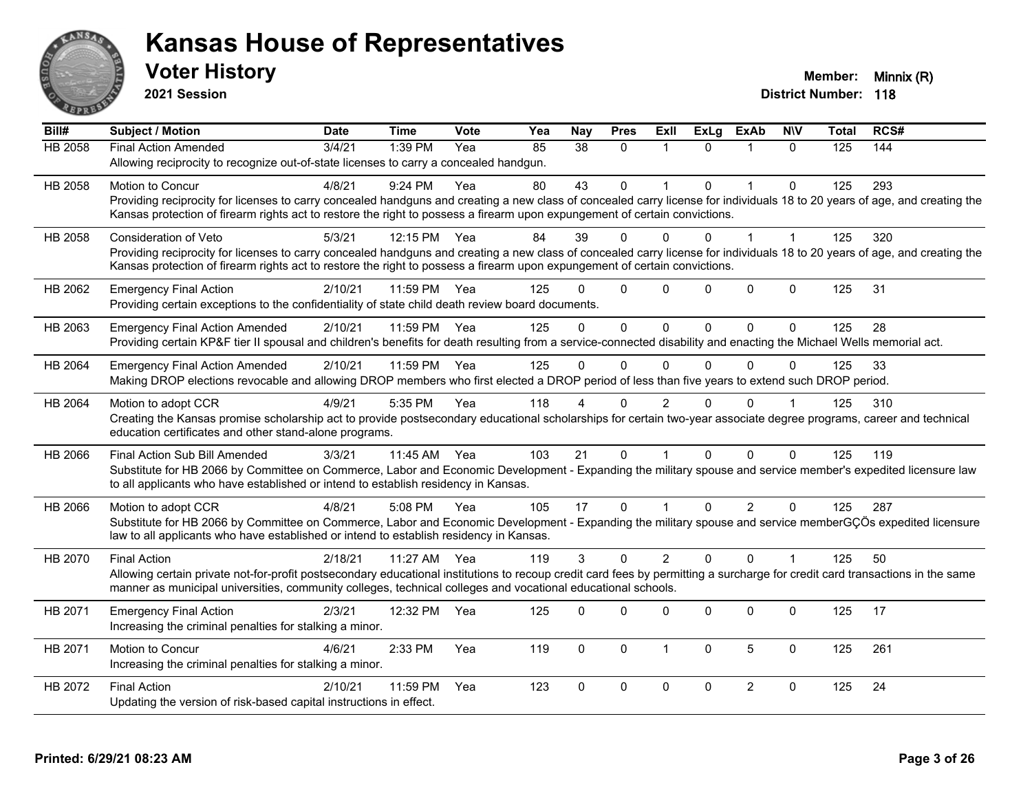# Kansas House of Representatives

## Voter History

**2021 Session**

**Member:** Minnix (R)
**District Number:** 118

| Bill# | Subject / Motion | Date | Time | Vote | Yea | Nay | Pres | ExII | ExLg | ExAb | N\V | Total | RCS# |
|---|---|---|---|---|---|---|---|---|---|---|---|---|---|
| HB 2058 | Final Action Amended | 3/4/21 | 1:39 PM | Yea | 85 | 38 | 0 | 1 | 0 | 1 | 0 | 125 | 144 |
| | Allowing reciprocity to recognize out-of-state licenses to carry a concealed handgun. | | | | | | | | | | | | |
| HB 2058 | Motion to Concur | 4/8/21 | 9:24 PM | Yea | 80 | 43 | 0 | 1 | 0 | 1 | 0 | 125 | 293 |
| | Providing reciprocity for licenses to carry concealed handguns and creating a new class of concealed carry license for individuals 18 to 20 years of age, and creating the Kansas protection of firearm rights act to restore the right to possess a firearm upon expungement of certain convictions. | | | | | | | | | | | | |
| HB 2058 | Consideration of Veto | 5/3/21 | 12:15 PM | Yea | 84 | 39 | 0 | 0 | 0 | 1 | 1 | 125 | 320 |
| | Providing reciprocity for licenses to carry concealed handguns and creating a new class of concealed carry license for individuals 18 to 20 years of age, and creating the Kansas protection of firearm rights act to restore the right to possess a firearm upon expungement of certain convictions. | | | | | | | | | | | | |
| HB 2062 | Emergency Final Action | 2/10/21 | 11:59 PM | Yea | 125 | 0 | 0 | 0 | 0 | 0 | 0 | 125 | 31 |
| | Providing certain exceptions to the confidentiality of state child death review board documents. | | | | | | | | | | | | |
| HB 2063 | Emergency Final Action Amended | 2/10/21 | 11:59 PM | Yea | 125 | 0 | 0 | 0 | 0 | 0 | 0 | 125 | 28 |
| | Providing certain KP&F tier II spousal and children's benefits for death resulting from a service-connected disability and enacting the Michael Wells memorial act. | | | | | | | | | | | | |
| HB 2064 | Emergency Final Action Amended | 2/10/21 | 11:59 PM | Yea | 125 | 0 | 0 | 0 | 0 | 0 | 0 | 125 | 33 |
| | Making DROP elections revocable and allowing DROP members who first elected a DROP period of less than five years to extend such DROP period. | | | | | | | | | | | | |
| HB 2064 | Motion to adopt CCR | 4/9/21 | 5:35 PM | Yea | 118 | 4 | 0 | 2 | 0 | 0 | 1 | 125 | 310 |
| | Creating the Kansas promise scholarship act to provide postsecondary educational scholarships for certain two-year associate degree programs, career and technical education certificates and other stand-alone programs. | | | | | | | | | | | | |
| HB 2066 | Final Action Sub Bill Amended | 3/3/21 | 11:45 AM | Yea | 103 | 21 | 0 | 1 | 0 | 0 | 0 | 125 | 119 |
| | Substitute for HB 2066 by Committee on Commerce, Labor and Economic Development - Expanding the military spouse and service member's expedited licensure law to all applicants who have established or intend to establish residency in Kansas. | | | | | | | | | | | | |
| HB 2066 | Motion to adopt CCR | 4/8/21 | 5:08 PM | Yea | 105 | 17 | 0 | 1 | 0 | 2 | 0 | 125 | 287 |
| | Substitute for HB 2066 by Committee on Commerce, Labor and Economic Development - Expanding the military spouse and service memberGÇÖs expedited licensure law to all applicants who have established or intend to establish residency in Kansas. | | | | | | | | | | | | |
| HB 2070 | Final Action | 2/18/21 | 11:27 AM | Yea | 119 | 3 | 0 | 2 | 0 | 0 | 1 | 125 | 50 |
| | Allowing certain private not-for-profit postsecondary educational institutions to recoup credit card fees by permitting a surcharge for credit card transactions in the same manner as municipal universities, community colleges, technical colleges and vocational educational schools. | | | | | | | | | | | | |
| HB 2071 | Emergency Final Action | 2/3/21 | 12:32 PM | Yea | 125 | 0 | 0 | 0 | 0 | 0 | 0 | 125 | 17 |
| | Increasing the criminal penalties for stalking a minor. | | | | | | | | | | | | |
| HB 2071 | Motion to Concur | 4/6/21 | 2:33 PM | Yea | 119 | 0 | 0 | 1 | 0 | 5 | 0 | 125 | 261 |
| | Increasing the criminal penalties for stalking a minor. | | | | | | | | | | | | |
| HB 2072 | Final Action | 2/10/21 | 11:59 PM | Yea | 123 | 0 | 0 | 0 | 0 | 2 | 0 | 125 | 24 |
| | Updating the version of risk-based capital instructions in effect. | | | | | | | | | | | | |

**Printed: 6/29/21 08:23 AM**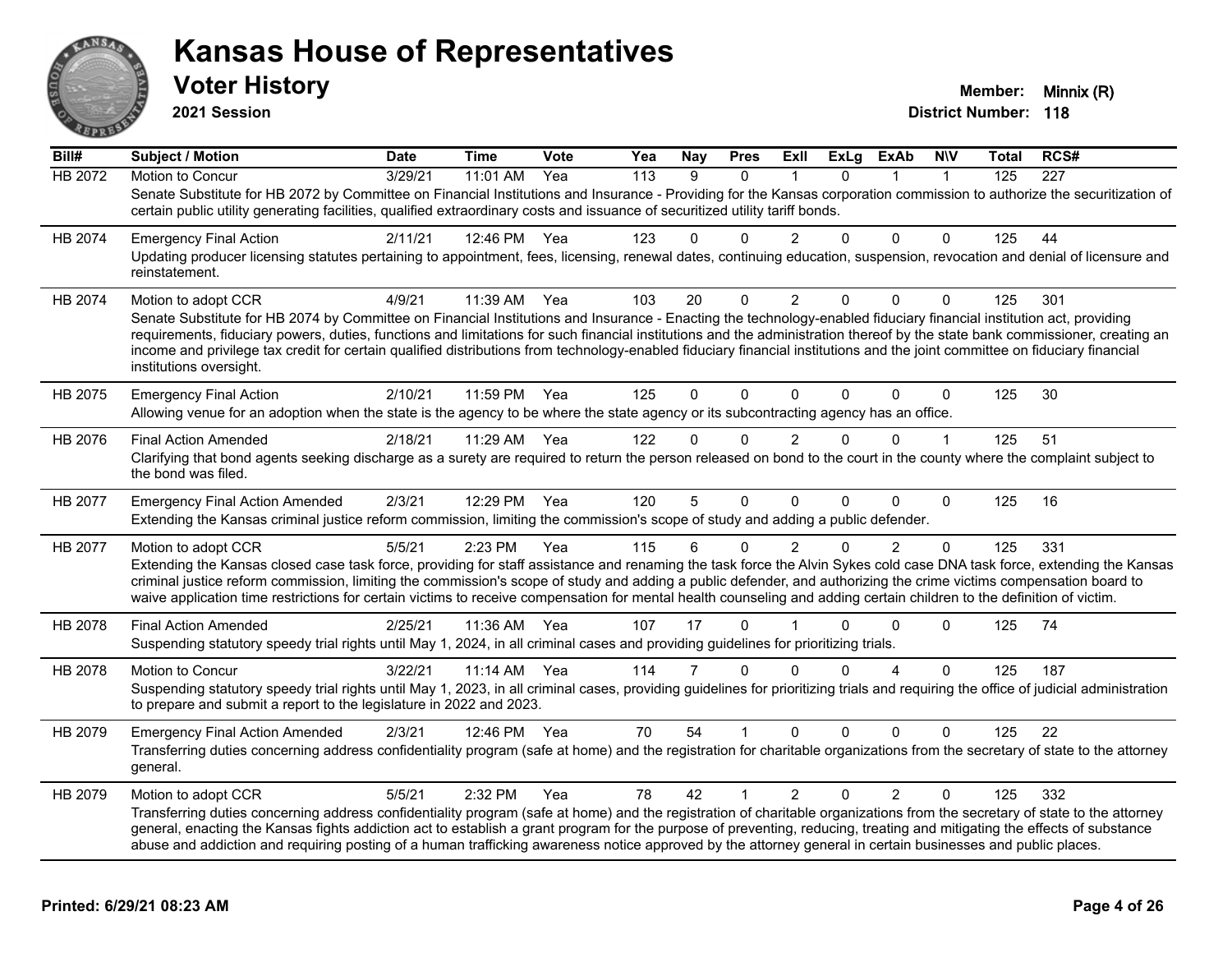# Kansas House of Representatives

## Voter History

**2021 Session**

**Member:** Minnix (R)
**District Number:** 118

| Bill# | Subject / Motion | Date | Time | Vote | Yea | Nay | Pres | ExII | ExLg | ExAb | N\V | Total | RCS# |
|---|---|---|---|---|---|---|---|---|---|---|---|---|---|
| HB 2072 | Motion to Concur | 3/29/21 | 11:01 AM | Yea | 113 | 9 | 0 | 1 | 0 | 1 | 1 | 125 | 227 |
| | Senate Substitute for HB 2072 by Committee on Financial Institutions and Insurance - Providing for the Kansas corporation commission to authorize the securitization of certain public utility generating facilities, qualified extraordinary costs and issuance of securitized utility tariff bonds. | | | | | | | | | | | | |
| HB 2074 | Emergency Final Action | 2/11/21 | 12:46 PM | Yea | 123 | 0 | 0 | 2 | 0 | 0 | 0 | 125 | 44 |
| | Updating producer licensing statutes pertaining to appointment, fees, licensing, renewal dates, continuing education, suspension, revocation and denial of licensure and reinstatement. | | | | | | | | | | | | |
| HB 2074 | Motion to adopt CCR | 4/9/21 | 11:39 AM | Yea | 103 | 20 | 0 | 2 | 0 | 0 | 0 | 125 | 301 |
| | Senate Substitute for HB 2074 by Committee on Financial Institutions and Insurance - Enacting the technology-enabled fiduciary financial institution act, providing requirements, fiduciary powers, duties, functions and limitations for such financial institutions and the administration thereof by the state bank commissioner, creating an income and privilege tax credit for certain qualified distributions from technology-enabled fiduciary financial institutions and the joint committee on fiduciary financial institutions oversight. | | | | | | | | | | | | |
| HB 2075 | Emergency Final Action | 2/10/21 | 11:59 PM | Yea | 125 | 0 | 0 | 0 | 0 | 0 | 0 | 125 | 30 |
| | Allowing venue for an adoption when the state is the agency to be where the state agency or its subcontracting agency has an office. | | | | | | | | | | | | |
| HB 2076 | Final Action Amended | 2/18/21 | 11:29 AM | Yea | 122 | 0 | 0 | 2 | 0 | 0 | 1 | 125 | 51 |
| | Clarifying that bond agents seeking discharge as a surety are required to return the person released on bond to the court in the county where the complaint subject to the bond was filed. | | | | | | | | | | | | |
| HB 2077 | Emergency Final Action Amended | 2/3/21 | 12:29 PM | Yea | 120 | 5 | 0 | 0 | 0 | 0 | 0 | 125 | 16 |
| | Extending the Kansas criminal justice reform commission, limiting the commission's scope of study and adding a public defender. | | | | | | | | | | | | |
| HB 2077 | Motion to adopt CCR | 5/5/21 | 2:23 PM | Yea | 115 | 6 | 0 | 2 | 0 | 2 | 0 | 125 | 331 |
| | Extending the Kansas closed case task force, providing for staff assistance and renaming the task force the Alvin Sykes cold case DNA task force, extending the Kansas criminal justice reform commission, limiting the commission's scope of study and adding a public defender, and authorizing the crime victims compensation board to waive application time restrictions for certain victims to receive compensation for mental health counseling and adding certain children to the definition of victim. | | | | | | | | | | | | |
| HB 2078 | Final Action Amended | 2/25/21 | 11:36 AM | Yea | 107 | 17 | 0 | 1 | 0 | 0 | 0 | 125 | 74 |
| | Suspending statutory speedy trial rights until May 1, 2024, in all criminal cases and providing guidelines for prioritizing trials. | | | | | | | | | | | | |
| HB 2078 | Motion to Concur | 3/22/21 | 11:14 AM | Yea | 114 | 7 | 0 | 0 | 0 | 4 | 0 | 125 | 187 |
| | Suspending statutory speedy trial rights until May 1, 2023, in all criminal cases, providing guidelines for prioritizing trials and requiring the office of judicial administration to prepare and submit a report to the legislature in 2022 and 2023. | | | | | | | | | | | | |
| HB 2079 | Emergency Final Action Amended | 2/3/21 | 12:46 PM | Yea | 70 | 54 | 1 | 0 | 0 | 0 | 0 | 125 | 22 |
| | Transferring duties concerning address confidentiality program (safe at home) and the registration for charitable organizations from the secretary of state to the attorney general. | | | | | | | | | | | | |
| HB 2079 | Motion to adopt CCR | 5/5/21 | 2:32 PM | Yea | 78 | 42 | 1 | 2 | 0 | 2 | 0 | 125 | 332 |
| | Transferring duties concerning address confidentiality program (safe at home) and the registration of charitable organizations from the secretary of state to the attorney general, enacting the Kansas fights addiction act to establish a grant program for the purpose of preventing, reducing, treating and mitigating the effects of substance abuse and addiction and requiring posting of a human trafficking awareness notice approved by the attorney general in certain businesses and public places. | | | | | | | | | | | | |

**Printed: 6/29/21 08:23 AM**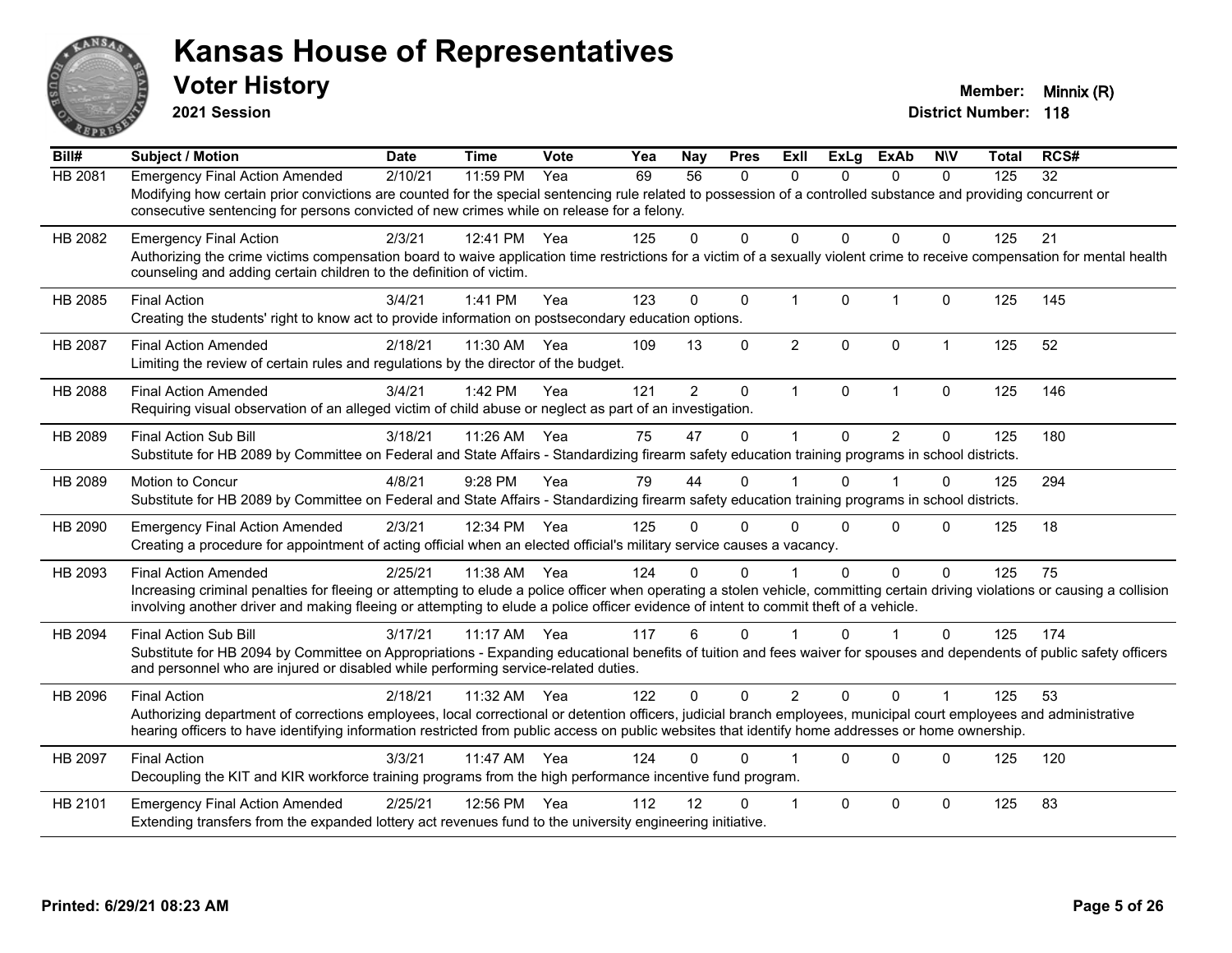# Kansas House of Representatives

## Voter History

**2021 Session**

**Member:** Minnix (R)
**District Number:** 118

| Bill# | Subject / Motion | Date | Time | Vote | Yea | Nay | Pres | ExII | ExLg | ExAb | N\V | Total | RCS# |
|---|---|---|---|---|---|---|---|---|---|---|---|---|---|
| HB 2081 | Emergency Final Action Amended | 2/10/21 | 11:59 PM | Yea | 69 | 56 | 0 | 0 | 0 | 0 | 0 | 125 | 32 |
| | Modifying how certain prior convictions are counted for the special sentencing rule related to possession of a controlled substance and providing concurrent or consecutive sentencing for persons convicted of new crimes while on release for a felony. | | | | | | | | | | | | |
| HB 2082 | Emergency Final Action | 2/3/21 | 12:41 PM | Yea | 125 | 0 | 0 | 0 | 0 | 0 | 0 | 125 | 21 |
| | Authorizing the crime victims compensation board to waive application time restrictions for a victim of a sexually violent crime to receive compensation for mental health counseling and adding certain children to the definition of victim. | | | | | | | | | | | | |
| HB 2085 | Final Action | 3/4/21 | 1:41 PM | Yea | 123 | 0 | 0 | 1 | 0 | 1 | 0 | 125 | 145 |
| | Creating the students' right to know act to provide information on postsecondary education options. | | | | | | | | | | | | |
| HB 2087 | Final Action Amended | 2/18/21 | 11:30 AM | Yea | 109 | 13 | 0 | 2 | 0 | 0 | 1 | 125 | 52 |
| | Limiting the review of certain rules and regulations by the director of the budget. | | | | | | | | | | | | |
| HB 2088 | Final Action Amended | 3/4/21 | 1:42 PM | Yea | 121 | 2 | 0 | 1 | 0 | 1 | 0 | 125 | 146 |
| | Requiring visual observation of an alleged victim of child abuse or neglect as part of an investigation. | | | | | | | | | | | | |
| HB 2089 | Final Action Sub Bill | 3/18/21 | 11:26 AM | Yea | 75 | 47 | 0 | 1 | 0 | 2 | 0 | 125 | 180 |
| | Substitute for HB 2089 by Committee on Federal and State Affairs - Standardizing firearm safety education training programs in school districts. | | | | | | | | | | | | |
| HB 2089 | Motion to Concur | 4/8/21 | 9:28 PM | Yea | 79 | 44 | 0 | 1 | 0 | 1 | 0 | 125 | 294 |
| | Substitute for HB 2089 by Committee on Federal and State Affairs - Standardizing firearm safety education training programs in school districts. | | | | | | | | | | | | |
| HB 2090 | Emergency Final Action Amended | 2/3/21 | 12:34 PM | Yea | 125 | 0 | 0 | 0 | 0 | 0 | 0 | 125 | 18 |
| | Creating a procedure for appointment of acting official when an elected official's military service causes a vacancy. | | | | | | | | | | | | |
| HB 2093 | Final Action Amended | 2/25/21 | 11:38 AM | Yea | 124 | 0 | 0 | 1 | 0 | 0 | 0 | 125 | 75 |
| | Increasing criminal penalties for fleeing or attempting to elude a police officer when operating a stolen vehicle, committing certain driving violations or causing a collision involving another driver and making fleeing or attempting to elude a police officer evidence of intent to commit theft of a vehicle. | | | | | | | | | | | | |
| HB 2094 | Final Action Sub Bill | 3/17/21 | 11:17 AM | Yea | 117 | 6 | 0 | 1 | 0 | 1 | 0 | 125 | 174 |
| | Substitute for HB 2094 by Committee on Appropriations - Expanding educational benefits of tuition and fees waiver for spouses and dependents of public safety officers and personnel who are injured or disabled while performing service-related duties. | | | | | | | | | | | | |
| HB 2096 | Final Action | 2/18/21 | 11:32 AM | Yea | 122 | 0 | 0 | 2 | 0 | 0 | 1 | 125 | 53 |
| | Authorizing department of corrections employees, local correctional or detention officers, judicial branch employees, municipal court employees and administrative hearing officers to have identifying information restricted from public access on public websites that identify home addresses or home ownership. | | | | | | | | | | | | |
| HB 2097 | Final Action | 3/3/21 | 11:47 AM | Yea | 124 | 0 | 0 | 1 | 0 | 0 | 0 | 125 | 120 |
| | Decoupling the KIT and KIR workforce training programs from the high performance incentive fund program. | | | | | | | | | | | | |
| HB 2101 | Emergency Final Action Amended | 2/25/21 | 12:56 PM | Yea | 112 | 12 | 0 | 1 | 0 | 0 | 0 | 125 | 83 |
| | Extending transfers from the expanded lottery act revenues fund to the university engineering initiative. | | | | | | | | | | | | |

Printed: 6/29/21 08:23 AM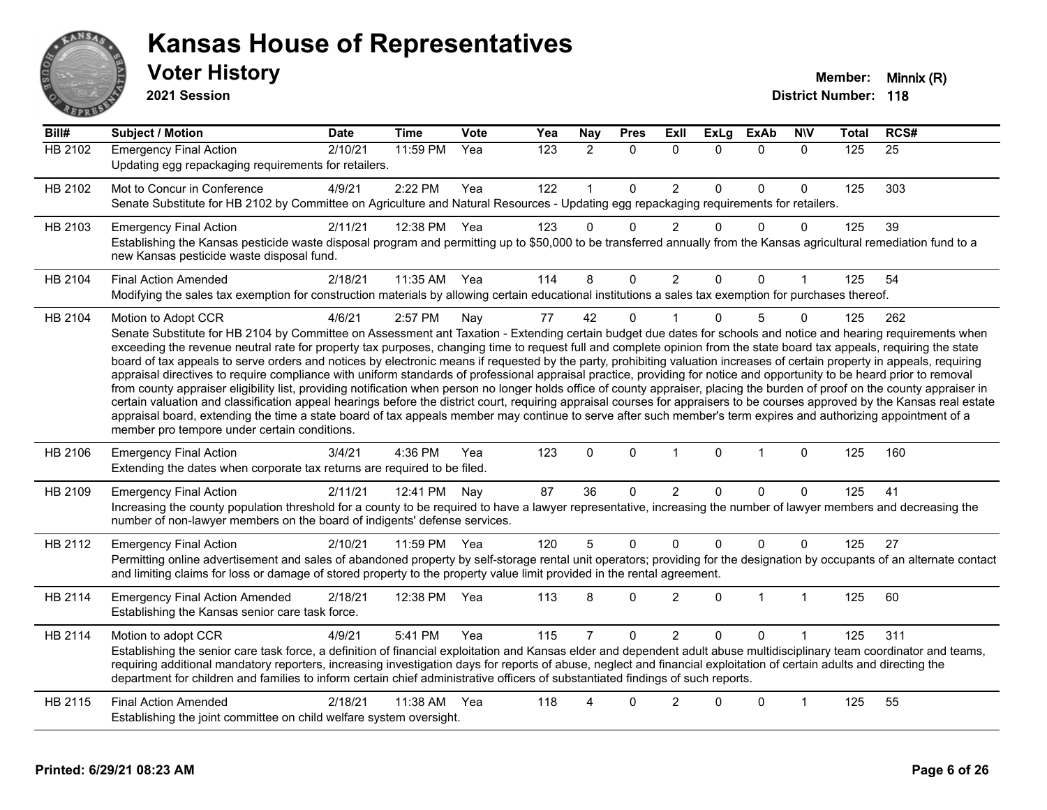# Kansas House of Representatives

## Voter History

**2021 Session**

**Member:** Minnix (R)
**District Number:** 118

| Bill# | Subject / Motion | Date | Time | Vote | Yea | Nay | Pres | ExII | ExLg | ExAb | N\V | Total | RCS# |
|---|---|---|---|---|---|---|---|---|---|---|---|---|---|
| HB 2102 | Emergency Final Action | 2/10/21 | 11:59 PM | Yea | 123 | 2 | 0 | 0 | 0 | 0 | 0 | 125 | 25 |
| | Updating egg repackaging requirements for retailers. | | | | | | | | | | | | |
| HB 2102 | Mot to Concur in Conference | 4/9/21 | 2:22 PM | Yea | 122 | 1 | 0 | 2 | 0 | 0 | 0 | 125 | 303 |
| | Senate Substitute for HB 2102 by Committee on Agriculture and Natural Resources - Updating egg repackaging requirements for retailers. | | | | | | | | | | | | |
| HB 2103 | Emergency Final Action | 2/11/21 | 12:38 PM | Yea | 123 | 0 | 0 | 2 | 0 | 0 | 0 | 125 | 39 |
| | Establishing the Kansas pesticide waste disposal program and permitting up to $50,000 to be transferred annually from the Kansas agricultural remediation fund to a new Kansas pesticide waste disposal fund. | | | | | | | | | | | | |
| HB 2104 | Final Action Amended | 2/18/21 | 11:35 AM | Yea | 114 | 8 | 0 | 2 | 0 | 0 | 1 | 125 | 54 |
| | Modifying the sales tax exemption for construction materials by allowing certain educational institutions a sales tax exemption for purchases thereof. | | | | | | | | | | | | |
| HB 2104 | Motion to Adopt CCR | 4/6/21 | 2:57 PM | Nay | 77 | 42 | 0 | 1 | 0 | 5 | 0 | 125 | 262 |
| | Senate Substitute for HB 2104 by Committee on Assessment ant Taxation - Extending certain budget due dates for schools and notice and hearing requirements when exceeding the revenue neutral rate for property tax purposes, changing time to request full and complete opinion from the state board tax appeals, requiring the state board of tax appeals to serve orders and notices by electronic means if requested by the party, prohibiting valuation increases of certain property in appeals, requiring appraisal directives to require compliance with uniform standards of professional appraisal practice, providing for notice and opportunity to be heard prior to removal from county appraiser eligibility list, providing notification when person no longer holds office of county appraiser, placing the burden of proof on the county appraiser in certain valuation and classification appeal hearings before the district court, requiring appraisal courses for appraisers to be courses approved by the Kansas real estate appraisal board, extending the time a state board of tax appeals member may continue to serve after such member's term expires and authorizing appointment of a member pro tempore under certain conditions. | | | | | | | | | | | | |
| HB 2106 | Emergency Final Action | 3/4/21 | 4:36 PM | Yea | 123 | 0 | 0 | 1 | 0 | 1 | 0 | 125 | 160 |
| | Extending the dates when corporate tax returns are required to be filed. | | | | | | | | | | | | |
| HB 2109 | Emergency Final Action | 2/11/21 | 12:41 PM | Nay | 87 | 36 | 0 | 2 | 0 | 0 | 0 | 125 | 41 |
| | Increasing the county population threshold for a county to be required to have a lawyer representative, increasing the number of lawyer members and decreasing the number of non-lawyer members on the board of indigents' defense services. | | | | | | | | | | | | |
| HB 2112 | Emergency Final Action | 2/10/21 | 11:59 PM | Yea | 120 | 5 | 0 | 0 | 0 | 0 | 0 | 125 | 27 |
| | Permitting online advertisement and sales of abandoned property by self-storage rental unit operators; providing for the designation by occupants of an alternate contact and limiting claims for loss or damage of stored property to the property value limit provided in the rental agreement. | | | | | | | | | | | | |
| HB 2114 | Emergency Final Action Amended | 2/18/21 | 12:38 PM | Yea | 113 | 8 | 0 | 2 | 0 | 1 | 1 | 125 | 60 |
| | Establishing the Kansas senior care task force. | | | | | | | | | | | | |
| HB 2114 | Motion to adopt CCR | 4/9/21 | 5:41 PM | Yea | 115 | 7 | 0 | 2 | 0 | 0 | 1 | 125 | 311 |
| | Establishing the senior care task force, a definition of financial exploitation and Kansas elder and dependent adult abuse multidisciplinary team coordinator and teams, requiring additional mandatory reporters, increasing investigation days for reports of abuse, neglect and financial exploitation of certain adults and directing the department for children and families to inform certain chief administrative officers of substantiated findings of such reports. | | | | | | | | | | | | |
| HB 2115 | Final Action Amended | 2/18/21 | 11:38 AM | Yea | 118 | 4 | 0 | 2 | 0 | 0 | 1 | 125 | 55 |
| | Establishing the joint committee on child welfare system oversight. | | | | | | | | | | | | |

**Printed: 6/29/21 08:23 AM**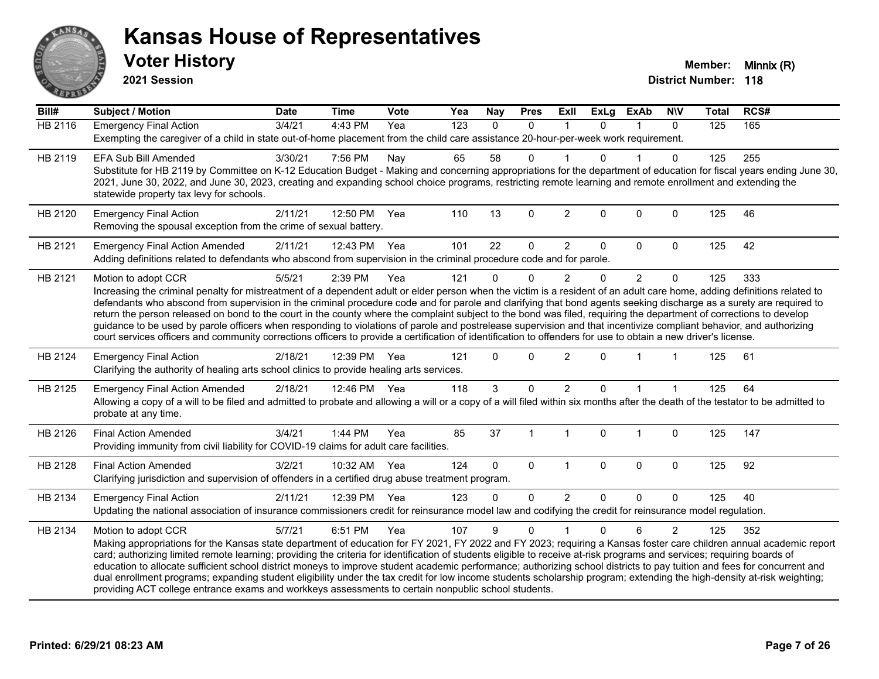# Kansas House of Representatives

## Voter History

**2021 Session**

**Member:** Minnix (R)
**District Number:** 118

| Bill# | Subject / Motion | Date | Time | Vote | Yea | Nay | Pres | ExII | ExLg | ExAb | N\V | Total | RCS# |
|---|---|---|---|---|---|---|---|---|---|---|---|---|---|
| HB 2116 | Emergency Final Action | 3/4/21 | 4:43 PM | Yea | 123 | 0 | 0 | 1 | 0 | 1 | 0 | 125 | 165 |
| | Exempting the caregiver of a child in state out-of-home placement from the child care assistance 20-hour-per-week work requirement. | | | | | | | | | | | | |
| HB 2119 | EFA Sub Bill Amended | 3/30/21 | 7:56 PM | Nay | 65 | 58 | 0 | 1 | 0 | 1 | 0 | 125 | 255 |
| | Substitute for HB 2119 by Committee on K-12 Education Budget - Making and concerning appropriations for the department of education for fiscal years ending June 30, 2021, June 30, 2022, and June 30, 2023, creating and expanding school choice programs, restricting remote learning and remote enrollment and extending the statewide property tax levy for schools. | | | | | | | | | | | | |
| HB 2120 | Emergency Final Action | 2/11/21 | 12:50 PM | Yea | 110 | 13 | 0 | 2 | 0 | 0 | 0 | 125 | 46 |
| | Removing the spousal exception from the crime of sexual battery. | | | | | | | | | | | | |
| HB 2121 | Emergency Final Action Amended | 2/11/21 | 12:43 PM | Yea | 101 | 22 | 0 | 2 | 0 | 0 | 0 | 125 | 42 |
| | Adding definitions related to defendants who abscond from supervision in the criminal procedure code and for parole. | | | | | | | | | | | | |
| HB 2121 | Motion to adopt CCR | 5/5/21 | 2:39 PM | Yea | 121 | 0 | 0 | 2 | 0 | 2 | 0 | 125 | 333 |
| | Increasing the criminal penalty for mistreatment of a dependent adult or elder person when the victim is a resident of an adult care home, adding definitions related to defendants who abscond from supervision in the criminal procedure code and for parole and clarifying that bond agents seeking discharge as a surety are required to return the person released on bond to the court in the county where the complaint subject to the bond was filed, requiring the department of corrections to develop guidance to be used by parole officers when responding to violations of parole and postrelease supervision and that incentivize compliant behavior, and authorizing court services officers and community corrections officers to provide a certification of identification to offenders for use to obtain a new driver's license. | | | | | | | | | | | | |
| HB 2124 | Emergency Final Action | 2/18/21 | 12:39 PM | Yea | 121 | 0 | 0 | 2 | 0 | 1 | 1 | 125 | 61 |
| | Clarifying the authority of healing arts school clinics to provide healing arts services. | | | | | | | | | | | | |
| HB 2125 | Emergency Final Action Amended | 2/18/21 | 12:46 PM | Yea | 118 | 3 | 0 | 2 | 0 | 1 | 1 | 125 | 64 |
| | Allowing a copy of a will to be filed and admitted to probate and allowing a will or a copy of a will filed within six months after the death of the testator to be admitted to probate at any time. | | | | | | | | | | | | |
| HB 2126 | Final Action Amended | 3/4/21 | 1:44 PM | Yea | 85 | 37 | 1 | 1 | 0 | 1 | 0 | 125 | 147 |
| | Providing immunity from civil liability for COVID-19 claims for adult care facilities. | | | | | | | | | | | | |
| HB 2128 | Final Action Amended | 3/2/21 | 10:32 AM | Yea | 124 | 0 | 0 | 1 | 0 | 0 | 0 | 125 | 92 |
| | Clarifying jurisdiction and supervision of offenders in a certified drug abuse treatment program. | | | | | | | | | | | | |
| HB 2134 | Emergency Final Action | 2/11/21 | 12:39 PM | Yea | 123 | 0 | 0 | 2 | 0 | 0 | 0 | 125 | 40 |
| | Updating the national association of insurance commissioners credit for reinsurance model law and codifying the credit for reinsurance model regulation. | | | | | | | | | | | | |
| HB 2134 | Motion to adopt CCR | 5/7/21 | 6:51 PM | Yea | 107 | 9 | 0 | 1 | 0 | 6 | 2 | 125 | 352 |
| | Making appropriations for the Kansas state department of education for FY 2021, FY 2022 and FY 2023; requiring a Kansas foster care children annual academic report card; authorizing limited remote learning; providing the criteria for identification of students eligible to receive at-risk programs and services; requiring boards of education to allocate sufficient school district moneys to improve student academic performance; authorizing school districts to pay tuition and fees for concurrent and dual enrollment programs; expanding student eligibility under the tax credit for low income students scholarship program; extending the high-density at-risk weighting; providing ACT college entrance exams and workkeys assessments to certain nonpublic school students. | | | | | | | | | | | | |

Printed: 6/29/21 08:23 AM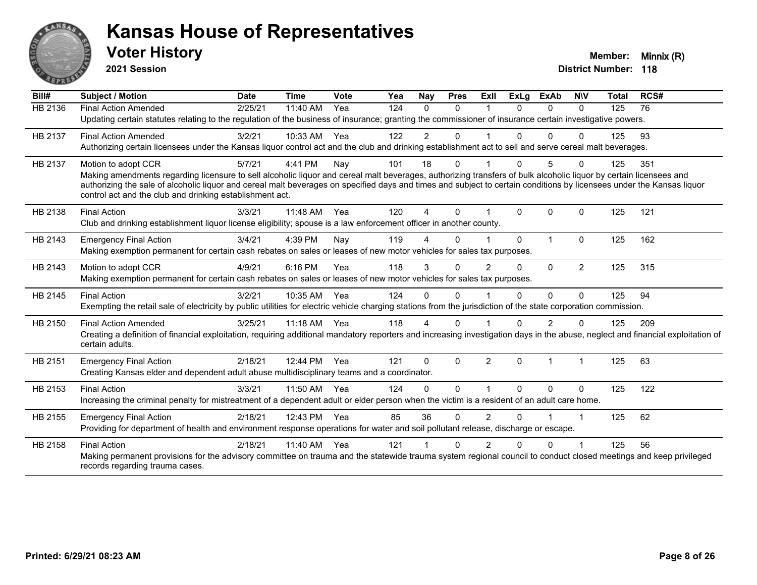# Kansas House of Representatives

## Voter History

**2021 Session**

**Member:** Minnix (R)
**District Number:** 118

| Bill# | Subject / Motion | Date | Time | Vote | Yea | Nay | Pres | ExII | ExLg | ExAb | N\V | Total | RCS# |
|---|---|---|---|---|---|---|---|---|---|---|---|---|---|
| HB 2136 | Final Action Amended | 2/25/21 | 11:40 AM | Yea | 124 | 0 | 0 | 1 | 0 | 0 | 0 | 125 | 76 |
| | Updating certain statutes relating to the regulation of the business of insurance; granting the commissioner of insurance certain investigative powers. | | | | | | | | | | | | |
| HB 2137 | Final Action Amended | 3/2/21 | 10:33 AM | Yea | 122 | 2 | 0 | 1 | 0 | 0 | 0 | 125 | 93 |
| | Authorizing certain licensees under the Kansas liquor control act and the club and drinking establishment act to sell and serve cereal malt beverages. | | | | | | | | | | | | |
| HB 2137 | Motion to adopt CCR | 5/7/21 | 4:41 PM | Nay | 101 | 18 | 0 | 1 | 0 | 5 | 0 | 125 | 351 |
| | Making amendments regarding licensure to sell alcoholic liquor and cereal malt beverages, authorizing transfers of bulk alcoholic liquor by certain licensees and authorizing the sale of alcoholic liquor and cereal malt beverages on specified days and times and subject to certain conditions by licensees under the Kansas liquor control act and the club and drinking establishment act. | | | | | | | | | | | | |
| HB 2138 | Final Action | 3/3/21 | 11:48 AM | Yea | 120 | 4 | 0 | 1 | 0 | 0 | 0 | 125 | 121 |
| | Club and drinking establishment liquor license eligibility; spouse is a law enforcement officer in another county. | | | | | | | | | | | | |
| HB 2143 | Emergency Final Action | 3/4/21 | 4:39 PM | Nay | 119 | 4 | 0 | 1 | 0 | 1 | 0 | 125 | 162 |
| | Making exemption permanent for certain cash rebates on sales or leases of new motor vehicles for sales tax purposes. | | | | | | | | | | | | |
| HB 2143 | Motion to adopt CCR | 4/9/21 | 6:16 PM | Yea | 118 | 3 | 0 | 2 | 0 | 0 | 2 | 125 | 315 |
| | Making exemption permanent for certain cash rebates on sales or leases of new motor vehicles for sales tax purposes. | | | | | | | | | | | | |
| HB 2145 | Final Action | 3/2/21 | 10:35 AM | Yea | 124 | 0 | 0 | 1 | 0 | 0 | 0 | 125 | 94 |
| | Exempting the retail sale of electricity by public utilities for electric vehicle charging stations from the jurisdiction of the state corporation commission. | | | | | | | | | | | | |
| HB 2150 | Final Action Amended | 3/25/21 | 11:18 AM | Yea | 118 | 4 | 0 | 1 | 0 | 2 | 0 | 125 | 209 |
| | Creating a definition of financial exploitation, requiring additional mandatory reporters and increasing investigation days in the abuse, neglect and financial exploitation of certain adults. | | | | | | | | | | | | |
| HB 2151 | Emergency Final Action | 2/18/21 | 12:44 PM | Yea | 121 | 0 | 0 | 2 | 0 | 1 | 1 | 125 | 63 |
| | Creating Kansas elder and dependent adult abuse multidisciplinary teams and a coordinator. | | | | | | | | | | | | |
| HB 2153 | Final Action | 3/3/21 | 11:50 AM | Yea | 124 | 0 | 0 | 1 | 0 | 0 | 0 | 125 | 122 |
| | Increasing the criminal penalty for mistreatment of a dependent adult or elder person when the victim is a resident of an adult care home. | | | | | | | | | | | | |
| HB 2155 | Emergency Final Action | 2/18/21 | 12:43 PM | Yea | 85 | 36 | 0 | 2 | 0 | 1 | 1 | 125 | 62 |
| | Providing for department of health and environment response operations for water and soil pollutant release, discharge or escape. | | | | | | | | | | | | |
| HB 2158 | Final Action | 2/18/21 | 11:40 AM | Yea | 121 | 1 | 0 | 2 | 0 | 0 | 1 | 125 | 56 |
| | Making permanent provisions for the advisory committee on trauma and the statewide trauma system regional council to conduct closed meetings and keep privileged records regarding trauma cases. | | | | | | | | | | | | |

**Printed: 6/29/21 08:23 AM**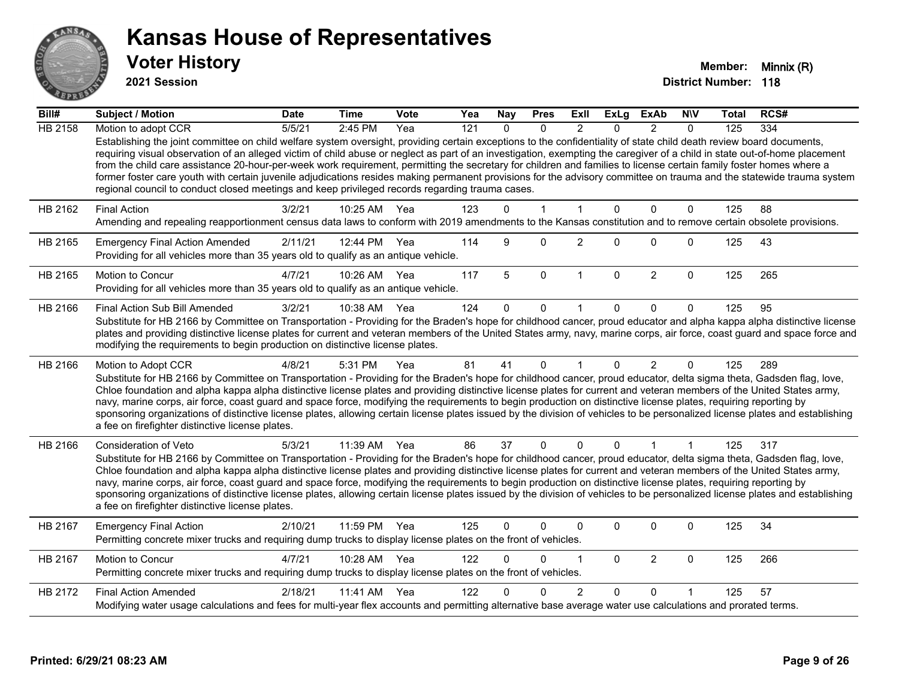# Kansas House of Representatives

## Voter History

**2021 Session**

**Member:** Minnix (R)
**District Number:** 118

| Bill# | Subject / Motion | Date | Time | Vote | Yea | Nay | Pres | ExII | ExLg | ExAb | N\V | Total | RCS# |
|---|---|---|---|---|---|---|---|---|---|---|---|---|---|
| HB 2158 | Motion to adopt CCR | 5/5/21 | 2:45 PM | Yea | 121 | 0 | 0 | 2 | 0 | 2 | 0 | 125 | 334 |
| | Establishing the joint committee on child welfare system oversight, providing certain exceptions to the confidentiality of state child death review board documents, requiring visual observation of an alleged victim of child abuse or neglect as part of an investigation, exempting the caregiver of a child in state out-of-home placement from the child care assistance 20-hour-per-week work requirement, permitting the secretary for children and families to license certain family foster homes where a former foster care youth with certain juvenile adjudications resides making permanent provisions for the advisory committee on trauma and the statewide trauma system regional council to conduct closed meetings and keep privileged records regarding trauma cases. | | | | | | | | | | | | |
| HB 2162 | Final Action | 3/2/21 | 10:25 AM | Yea | 123 | 0 | 1 | 1 | 0 | 0 | 0 | 125 | 88 |
| | Amending and repealing reapportionment census data laws to conform with 2019 amendments to the Kansas constitution and to remove certain obsolete provisions. | | | | | | | | | | | | |
| HB 2165 | Emergency Final Action Amended | 2/11/21 | 12:44 PM | Yea | 114 | 9 | 0 | 2 | 0 | 0 | 0 | 125 | 43 |
| | Providing for all vehicles more than 35 years old to qualify as an antique vehicle. | | | | | | | | | | | | |
| HB 2165 | Motion to Concur | 4/7/21 | 10:26 AM | Yea | 117 | 5 | 0 | 1 | 0 | 2 | 0 | 125 | 265 |
| | Providing for all vehicles more than 35 years old to qualify as an antique vehicle. | | | | | | | | | | | | |
| HB 2166 | Final Action Sub Bill Amended | 3/2/21 | 10:38 AM | Yea | 124 | 0 | 0 | 1 | 0 | 0 | 0 | 125 | 95 |
| | Substitute for HB 2166 by Committee on Transportation - Providing for the Braden's hope for childhood cancer, proud educator and alpha kappa alpha distinctive license plates and providing distinctive license plates for current and veteran members of the United States army, navy, marine corps, air force, coast guard and space force and modifying the requirements to begin production on distinctive license plates. | | | | | | | | | | | | |
| HB 2166 | Motion to Adopt CCR | 4/8/21 | 5:31 PM | Yea | 81 | 41 | 0 | 1 | 0 | 2 | 0 | 125 | 289 |
| | Substitute for HB 2166 by Committee on Transportation - Providing for the Braden's hope for childhood cancer, proud educator, delta sigma theta, Gadsden flag, love, Chloe foundation and alpha kappa alpha distinctive license plates and providing distinctive license plates for current and veteran members of the United States army, navy, marine corps, air force, coast guard and space force, modifying the requirements to begin production on distinctive license plates, requiring reporting by sponsoring organizations of distinctive license plates, allowing certain license plates issued by the division of vehicles to be personalized license plates and establishing a fee on firefighter distinctive license plates. | | | | | | | | | | | | |
| HB 2166 | Consideration of Veto | 5/3/21 | 11:39 AM | Yea | 86 | 37 | 0 | 0 | 0 | 1 | 1 | 125 | 317 |
| | Substitute for HB 2166 by Committee on Transportation - Providing for the Braden's hope for childhood cancer, proud educator, delta sigma theta, Gadsden flag, love, Chloe foundation and alpha kappa alpha distinctive license plates and providing distinctive license plates for current and veteran members of the United States army, navy, marine corps, air force, coast guard and space force, modifying the requirements to begin production on distinctive license plates, requiring reporting by sponsoring organizations of distinctive license plates, allowing certain license plates issued by the division of vehicles to be personalized license plates and establishing a fee on firefighter distinctive license plates. | | | | | | | | | | | | |
| HB 2167 | Emergency Final Action | 2/10/21 | 11:59 PM | Yea | 125 | 0 | 0 | 0 | 0 | 0 | 0 | 125 | 34 |
| | Permitting concrete mixer trucks and requiring dump trucks to display license plates on the front of vehicles. | | | | | | | | | | | | |
| HB 2167 | Motion to Concur | 4/7/21 | 10:28 AM | Yea | 122 | 0 | 0 | 1 | 0 | 2 | 0 | 125 | 266 |
| | Permitting concrete mixer trucks and requiring dump trucks to display license plates on the front of vehicles. | | | | | | | | | | | | |
| HB 2172 | Final Action Amended | 2/18/21 | 11:41 AM | Yea | 122 | 0 | 0 | 2 | 0 | 0 | 1 | 125 | 57 |
| | Modifying water usage calculations and fees for multi-year flex accounts and permitting alternative base average water use calculations and prorated terms. | | | | | | | | | | | | |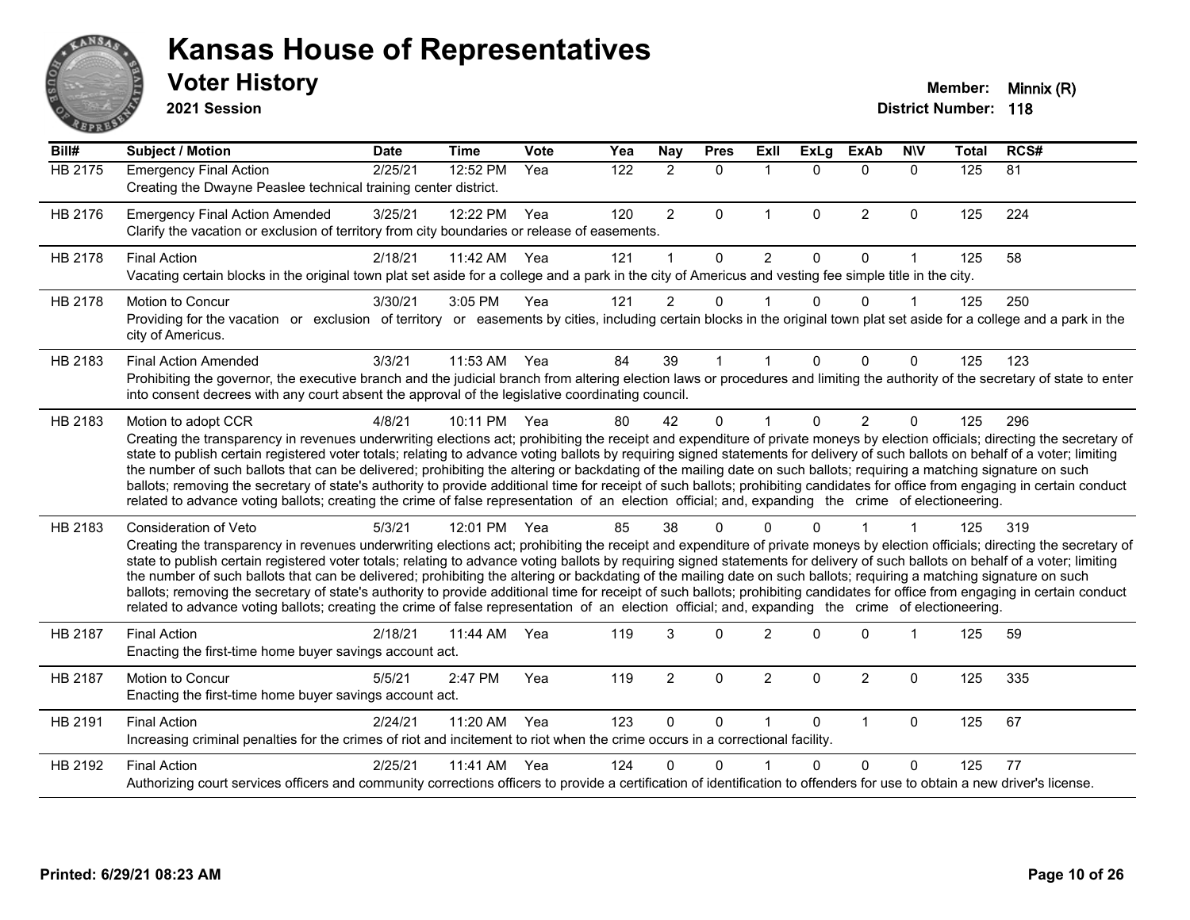# Kansas House of Representatives

## Voter History

**2021 Session**

**Member:** Minnix (R)

**District Number:** 118

| Bill# | Subject / Motion | Date | Time | Vote | Yea | Nay | Pres | ExlI | ExLg | ExAb | N\V | Total | RCS# |
|---|---|---|---|---|---|---|---|---|---|---|---|---|---|
| HB 2175 | Emergency Final Action | 2/25/21 | 12:52 PM | Yea | 122 | 2 | 0 | 1 | 0 | 0 | 0 | 125 | 81 |
| | Creating the Dwayne Peaslee technical training center district. | | | | | | | | | | | | |
| HB 2176 | Emergency Final Action Amended | 3/25/21 | 12:22 PM | Yea | 120 | 2 | 0 | 1 | 0 | 2 | 0 | 125 | 224 |
| | Clarify the vacation or exclusion of territory from city boundaries or release of easements. | | | | | | | | | | | | |
| HB 2178 | Final Action | 2/18/21 | 11:42 AM | Yea | 121 | 1 | 0 | 2 | 0 | 0 | 1 | 125 | 58 |
| | Vacating certain blocks in the original town plat set aside for a college and a park in the city of Americus and vesting fee simple title in the city. | | | | | | | | | | | | |
| HB 2178 | Motion to Concur | 3/30/21 | 3:05 PM | Yea | 121 | 2 | 0 | 1 | 0 | 0 | 1 | 125 | 250 |
| | Providing for the vacation or exclusion of territory or easements by cities, including certain blocks in the original town plat set aside for a college and a park in the city of Americus. | | | | | | | | | | | | |
| HB 2183 | Final Action Amended | 3/3/21 | 11:53 AM | Yea | 84 | 39 | 1 | 1 | 0 | 0 | 0 | 125 | 123 |
| | Prohibiting the governor, the executive branch and the judicial branch from altering election laws or procedures and limiting the authority of the secretary of state to enter into consent decrees with any court absent the approval of the legislative coordinating council. | | | | | | | | | | | | |
| HB 2183 | Motion to adopt CCR | 4/8/21 | 10:11 PM | Yea | 80 | 42 | 0 | 1 | 0 | 2 | 0 | 125 | 296 |
| | Creating the transparency in revenues underwriting elections act; prohibiting the receipt and expenditure of private moneys by election officials; directing the secretary of state to publish certain registered voter totals; relating to advance voting ballots by requiring signed statements for delivery of such ballots on behalf of a voter; limiting the number of such ballots that can be delivered; prohibiting the altering or backdating of the mailing date on such ballots; requiring a matching signature on such ballots; removing the secretary of state's authority to provide additional time for receipt of such ballots; prohibiting candidates for office from engaging in certain conduct related to advance voting ballots; creating the crime of false representation of an election official; and, expanding the crime of electioneering. | | | | | | | | | | | | |
| HB 2183 | Consideration of Veto | 5/3/21 | 12:01 PM | Yea | 85 | 38 | 0 | 0 | 0 | 1 | 1 | 125 | 319 |
| | Creating the transparency in revenues underwriting elections act; prohibiting the receipt and expenditure of private moneys by election officials; directing the secretary of state to publish certain registered voter totals; relating to advance voting ballots by requiring signed statements for delivery of such ballots on behalf of a voter; limiting the number of such ballots that can be delivered; prohibiting the altering or backdating of the mailing date on such ballots; requiring a matching signature on such ballots; removing the secretary of state's authority to provide additional time for receipt of such ballots; prohibiting candidates for office from engaging in certain conduct related to advance voting ballots; creating the crime of false representation of an election official; and, expanding the crime of electioneering. | | | | | | | | | | | | |
| HB 2187 | Final Action | 2/18/21 | 11:44 AM | Yea | 119 | 3 | 0 | 2 | 0 | 0 | 1 | 125 | 59 |
| | Enacting the first-time home buyer savings account act. | | | | | | | | | | | | |
| HB 2187 | Motion to Concur | 5/5/21 | 2:47 PM | Yea | 119 | 2 | 0 | 2 | 0 | 2 | 0 | 125 | 335 |
| | Enacting the first-time home buyer savings account act. | | | | | | | | | | | | |
| HB 2191 | Final Action | 2/24/21 | 11:20 AM | Yea | 123 | 0 | 0 | 1 | 0 | 1 | 0 | 125 | 67 |
| | Increasing criminal penalties for the crimes of riot and incitement to riot when the crime occurs in a correctional facility. | | | | | | | | | | | | |
| HB 2192 | Final Action | 2/25/21 | 11:41 AM | Yea | 124 | 0 | 0 | 1 | 0 | 0 | 0 | 125 | 77 |
| | Authorizing court services officers and community corrections officers to provide a certification of identification to offenders for use to obtain a new driver's license. | | | | | | | | | | | | |

**Printed: 6/29/21 08:23 AM**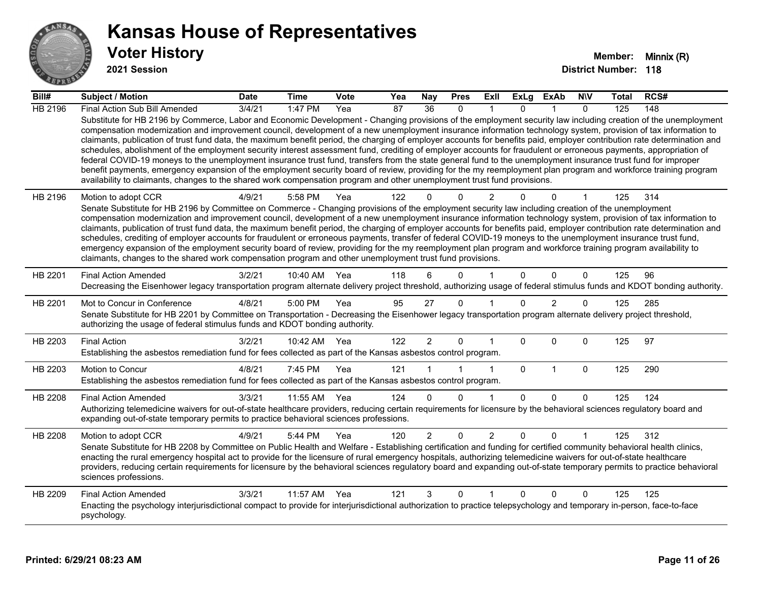# Kansas House of Representatives

## Voter History

**2021 Session**

**Member:** Minnix (R)
**District Number:** 118

| Bill# | Subject / Motion | Date | Time | Vote | Yea | Nay | Pres | ExII | ExLg | ExAb | N\V | Total | RCS# |
|---|---|---|---|---|---|---|---|---|---|---|---|---|---|
| HB 2196 | Final Action Sub Bill Amended | 3/4/21 | 1:47 PM | Yea | 87 | 36 | 0 | 1 | 0 | 1 | 0 | 125 | 148 |
| | Substitute for HB 2196 by Commerce, Labor and Economic Development - Changing provisions of the employment security law including creation of the unemployment compensation modernization and improvement council, development of a new unemployment insurance information technology system, provision of tax information to claimants, publication of trust fund data, the maximum benefit period, the charging of employer accounts for benefits paid, employer contribution rate determination and schedules, abolishment of the employment security interest assessment fund, crediting of employer accounts for fraudulent or erroneous payments, appropriation of federal COVID-19 moneys to the unemployment insurance trust fund, transfers from the state general fund to the unemployment insurance trust fund for improper benefit payments, emergency expansion of the employment security board of review, providing for the my reemployment plan program and workforce training program availability to claimants, changes to the shared work compensation program and other unemployment trust fund provisions. | | | | | | | | | | | | |
| HB 2196 | Motion to adopt CCR | 4/9/21 | 5:58 PM | Yea | 122 | 0 | 0 | 2 | 0 | 0 | 1 | 125 | 314 |
| | Senate Substitute for HB 2196 by Committee on Commerce - Changing provisions of the employment security law including creation of the unemployment compensation modernization and improvement council, development of a new unemployment insurance information technology system, provision of tax information to claimants, publication of trust fund data, the maximum benefit period, the charging of employer accounts for benefits paid, employer contribution rate determination and schedules, crediting of employer accounts for fraudulent or erroneous payments, transfer of federal COVID-19 moneys to the unemployment insurance trust fund, emergency expansion of the employment security board of review, providing for the my reemployment plan program and workforce training program availability to claimants, changes to the shared work compensation program and other unemployment trust fund provisions. | | | | | | | | | | | | |
| HB 2201 | Final Action Amended | 3/2/21 | 10:40 AM | Yea | 118 | 6 | 0 | 1 | 0 | 0 | 0 | 125 | 96 |
| | Decreasing the Eisenhower legacy transportation program alternate delivery project threshold, authorizing usage of federal stimulus funds and KDOT bonding authority. | | | | | | | | | | | | |
| HB 2201 | Mot to Concur in Conference | 4/8/21 | 5:00 PM | Yea | 95 | 27 | 0 | 1 | 0 | 2 | 0 | 125 | 285 |
| | Senate Substitute for HB 2201 by Committee on Transportation - Decreasing the Eisenhower legacy transportation program alternate delivery project threshold, authorizing the usage of federal stimulus funds and KDOT bonding authority. | | | | | | | | | | | | |
| HB 2203 | Final Action | 3/2/21 | 10:42 AM | Yea | 122 | 2 | 0 | 1 | 0 | 0 | 0 | 125 | 97 |
| | Establishing the asbestos remediation fund for fees collected as part of the Kansas asbestos control program. | | | | | | | | | | | | |
| HB 2203 | Motion to Concur | 4/8/21 | 7:45 PM | Yea | 121 | 1 | 1 | 1 | 0 | 1 | 0 | 125 | 290 |
| | Establishing the asbestos remediation fund for fees collected as part of the Kansas asbestos control program. | | | | | | | | | | | | |
| HB 2208 | Final Action Amended | 3/3/21 | 11:55 AM | Yea | 124 | 0 | 0 | 1 | 0 | 0 | 0 | 125 | 124 |
| | Authorizing telemedicine waivers for out-of-state healthcare providers, reducing certain requirements for licensure by the behavioral sciences regulatory board and expanding out-of-state temporary permits to practice behavioral sciences professions. | | | | | | | | | | | | |
| HB 2208 | Motion to adopt CCR | 4/9/21 | 5:44 PM | Yea | 120 | 2 | 0 | 2 | 0 | 0 | 1 | 125 | 312 |
| | Senate Substitute for HB 2208 by Committee on Public Health and Welfare - Establishing certification and funding for certified community behavioral health clinics, enacting the rural emergency hospital act to provide for the licensure of rural emergency hospitals, authorizing telemedicine waivers for out-of-state healthcare providers, reducing certain requirements for licensure by the behavioral sciences regulatory board and expanding out-of-state temporary permits to practice behavioral sciences professions. | | | | | | | | | | | | |
| HB 2209 | Final Action Amended | 3/3/21 | 11:57 AM | Yea | 121 | 3 | 0 | 1 | 0 | 0 | 0 | 125 | 125 |
| | Enacting the psychology interjurisdictional compact to provide for interjurisdictional authorization to practice telepsychology and temporary in-person, face-to-face psychology. | | | | | | | | | | | | |

Printed: 6/29/21 08:23 AM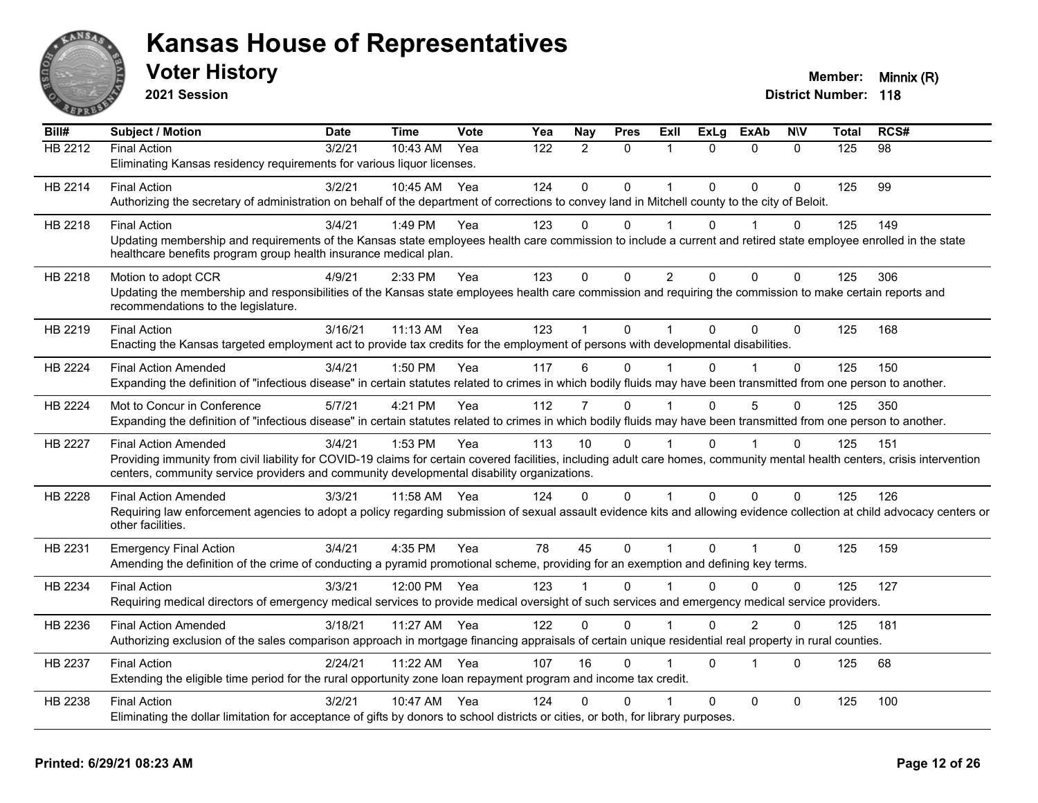# Kansas House of Representatives

## Voter History

**2021 Session**

**Member:** Minnix (R)
**District Number:** 118

| Bill# | Subject / Motion | Date | Time | Vote | Yea | Nay | Pres | ExII | ExLg | ExAb | N\V | Total | RCS# |
|---|---|---|---|---|---|---|---|---|---|---|---|---|---|
| HB 2212 | Final Action | 3/2/21 | 10:43 AM | Yea | 122 | 2 | 0 | 1 | 0 | 0 | 0 | 125 | 98 |
| | Eliminating Kansas residency requirements for various liquor licenses. | | | | | | | | | | | | |
| HB 2214 | Final Action | 3/2/21 | 10:45 AM | Yea | 124 | 0 | 0 | 1 | 0 | 0 | 0 | 125 | 99 |
| | Authorizing the secretary of administration on behalf of the department of corrections to convey land in Mitchell county to the city of Beloit. | | | | | | | | | | | | |
| HB 2218 | Final Action | 3/4/21 | 1:49 PM | Yea | 123 | 0 | 0 | 1 | 0 | 1 | 0 | 125 | 149 |
| | Updating membership and requirements of the Kansas state employees health care commission to include a current and retired state employee enrolled in the state healthcare benefits program group health insurance medical plan. | | | | | | | | | | | | |
| HB 2218 | Motion to adopt CCR | 4/9/21 | 2:33 PM | Yea | 123 | 0 | 0 | 2 | 0 | 0 | 0 | 125 | 306 |
| | Updating the membership and responsibilities of the Kansas state employees health care commission and requiring the commission to make certain reports and recommendations to the legislature. | | | | | | | | | | | | |
| HB 2219 | Final Action | 3/16/21 | 11:13 AM | Yea | 123 | 1 | 0 | 1 | 0 | 0 | 0 | 125 | 168 |
| | Enacting the Kansas targeted employment act to provide tax credits for the employment of persons with developmental disabilities. | | | | | | | | | | | | |
| HB 2224 | Final Action Amended | 3/4/21 | 1:50 PM | Yea | 117 | 6 | 0 | 1 | 0 | 1 | 0 | 125 | 150 |
| | Expanding the definition of "infectious disease" in certain statutes related to crimes in which bodily fluids may have been transmitted from one person to another. | | | | | | | | | | | | |
| HB 2224 | Mot to Concur in Conference | 5/7/21 | 4:21 PM | Yea | 112 | 7 | 0 | 1 | 0 | 5 | 0 | 125 | 350 |
| | Expanding the definition of "infectious disease" in certain statutes related to crimes in which bodily fluids may have been transmitted from one person to another. | | | | | | | | | | | | |
| HB 2227 | Final Action Amended | 3/4/21 | 1:53 PM | Yea | 113 | 10 | 0 | 1 | 0 | 1 | 0 | 125 | 151 |
| | Providing immunity from civil liability for COVID-19 claims for certain covered facilities, including adult care homes, community mental health centers, crisis intervention centers, community service providers and community developmental disability organizations. | | | | | | | | | | | | |
| HB 2228 | Final Action Amended | 3/3/21 | 11:58 AM | Yea | 124 | 0 | 0 | 1 | 0 | 0 | 0 | 125 | 126 |
| | Requiring law enforcement agencies to adopt a policy regarding submission of sexual assault evidence kits and allowing evidence collection at child advocacy centers or other facilities. | | | | | | | | | | | | |
| HB 2231 | Emergency Final Action | 3/4/21 | 4:35 PM | Yea | 78 | 45 | 0 | 1 | 0 | 1 | 0 | 125 | 159 |
| | Amending the definition of the crime of conducting a pyramid promotional scheme, providing for an exemption and defining key terms. | | | | | | | | | | | | |
| HB 2234 | Final Action | 3/3/21 | 12:00 PM | Yea | 123 | 1 | 0 | 1 | 0 | 0 | 0 | 125 | 127 |
| | Requiring medical directors of emergency medical services to provide medical oversight of such services and emergency medical service providers. | | | | | | | | | | | | |
| HB 2236 | Final Action Amended | 3/18/21 | 11:27 AM | Yea | 122 | 0 | 0 | 1 | 0 | 2 | 0 | 125 | 181 |
| | Authorizing exclusion of the sales comparison approach in mortgage financing appraisals of certain unique residential real property in rural counties. | | | | | | | | | | | | |
| HB 2237 | Final Action | 2/24/21 | 11:22 AM | Yea | 107 | 16 | 0 | 1 | 0 | 1 | 0 | 125 | 68 |
| | Extending the eligible time period for the rural opportunity zone loan repayment program and income tax credit. | | | | | | | | | | | | |
| HB 2238 | Final Action | 3/2/21 | 10:47 AM | Yea | 124 | 0 | 0 | 1 | 0 | 0 | 0 | 125 | 100 |
| | Eliminating the dollar limitation for acceptance of gifts by donors to school districts or cities, or both, for library purposes. | | | | | | | | | | | | |

**Printed: 6/29/21 08:23 AM**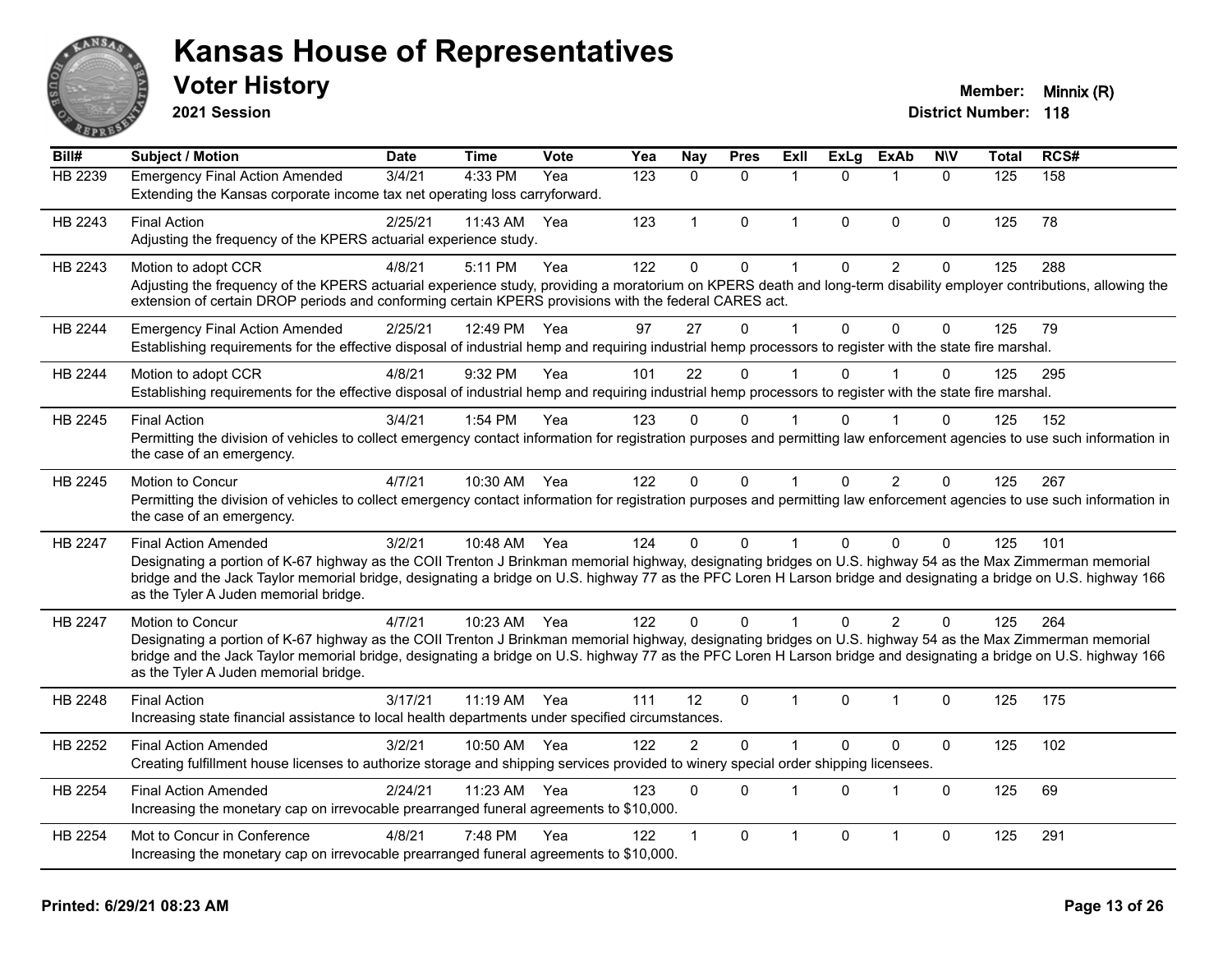# Kansas House of Representatives

## Voter History

**2021 Session**

**Member:** Minnix (R)

**District Number:** 118

| Bill# | Subject / Motion | Date | Time | Vote | Yea | Nay | Pres | ExII | ExLg | ExAb | N\V | Total | RCS# |
|---|---|---|---|---|---|---|---|---|---|---|---|---|---|
| HB 2239 | Emergency Final Action Amended | 3/4/21 | 4:33 PM | Yea | 123 | 0 | 0 | 1 | 0 | 1 | 0 | 125 | 158 |
| | Extending the Kansas corporate income tax net operating loss carryforward. | | | | | | | | | | | | |
| HB 2243 | Final Action | 2/25/21 | 11:43 AM | Yea | 123 | 1 | 0 | 1 | 0 | 0 | 0 | 125 | 78 |
| | Adjusting the frequency of the KPERS actuarial experience study. | | | | | | | | | | | | |
| HB 2243 | Motion to adopt CCR | 4/8/21 | 5:11 PM | Yea | 122 | 0 | 0 | 1 | 0 | 2 | 0 | 125 | 288 |
| | Adjusting the frequency of the KPERS actuarial experience study, providing a moratorium on KPERS death and long-term disability employer contributions, allowing the extension of certain DROP periods and conforming certain KPERS provisions with the federal CARES act. | | | | | | | | | | | | |
| HB 2244 | Emergency Final Action Amended | 2/25/21 | 12:49 PM | Yea | 97 | 27 | 0 | 1 | 0 | 0 | 0 | 125 | 79 |
| | Establishing requirements for the effective disposal of industrial hemp and requiring industrial hemp processors to register with the state fire marshal. | | | | | | | | | | | | |
| HB 2244 | Motion to adopt CCR | 4/8/21 | 9:32 PM | Yea | 101 | 22 | 0 | 1 | 0 | 1 | 0 | 125 | 295 |
| | Establishing requirements for the effective disposal of industrial hemp and requiring industrial hemp processors to register with the state fire marshal. | | | | | | | | | | | | |
| HB 2245 | Final Action | 3/4/21 | 1:54 PM | Yea | 123 | 0 | 0 | 1 | 0 | 1 | 0 | 125 | 152 |
| | Permitting the division of vehicles to collect emergency contact information for registration purposes and permitting law enforcement agencies to use such information in the case of an emergency. | | | | | | | | | | | | |
| HB 2245 | Motion to Concur | 4/7/21 | 10:30 AM | Yea | 122 | 0 | 0 | 1 | 0 | 2 | 0 | 125 | 267 |
| | Permitting the division of vehicles to collect emergency contact information for registration purposes and permitting law enforcement agencies to use such information in the case of an emergency. | | | | | | | | | | | | |
| HB 2247 | Final Action Amended | 3/2/21 | 10:48 AM | Yea | 124 | 0 | 0 | 1 | 0 | 0 | 0 | 125 | 101 |
| | Designating a portion of K-67 highway as the COII Trenton J Brinkman memorial highway, designating bridges on U.S. highway 54 as the Max Zimmerman memorial bridge and the Jack Taylor memorial bridge, designating a bridge on U.S. highway 77 as the PFC Loren H Larson bridge and designating a bridge on U.S. highway 166 as the Tyler A Juden memorial bridge. | | | | | | | | | | | | |
| HB 2247 | Motion to Concur | 4/7/21 | 10:23 AM | Yea | 122 | 0 | 0 | 1 | 0 | 2 | 0 | 125 | 264 |
| | Designating a portion of K-67 highway as the COII Trenton J Brinkman memorial highway, designating bridges on U.S. highway 54 as the Max Zimmerman memorial bridge and the Jack Taylor memorial bridge, designating a bridge on U.S. highway 77 as the PFC Loren H Larson bridge and designating a bridge on U.S. highway 166 as the Tyler A Juden memorial bridge. | | | | | | | | | | | | |
| HB 2248 | Final Action | 3/17/21 | 11:19 AM | Yea | 111 | 12 | 0 | 1 | 0 | 1 | 0 | 125 | 175 |
| | Increasing state financial assistance to local health departments under specified circumstances. | | | | | | | | | | | | |
| HB 2252 | Final Action Amended | 3/2/21 | 10:50 AM | Yea | 122 | 2 | 0 | 1 | 0 | 0 | 0 | 125 | 102 |
| | Creating fulfillment house licenses to authorize storage and shipping services provided to winery special order shipping licensees. | | | | | | | | | | | | |
| HB 2254 | Final Action Amended | 2/24/21 | 11:23 AM | Yea | 123 | 0 | 0 | 1 | 0 | 1 | 0 | 125 | 69 |
| | Increasing the monetary cap on irrevocable prearranged funeral agreements to $10,000. | | | | | | | | | | | | |
| HB 2254 | Mot to Concur in Conference | 4/8/21 | 7:48 PM | Yea | 122 | 1 | 0 | 1 | 0 | 1 | 0 | 125 | 291 |
| | Increasing the monetary cap on irrevocable prearranged funeral agreements to $10,000. | | | | | | | | | | | | |

**Printed: 6/29/21 08:23 AM**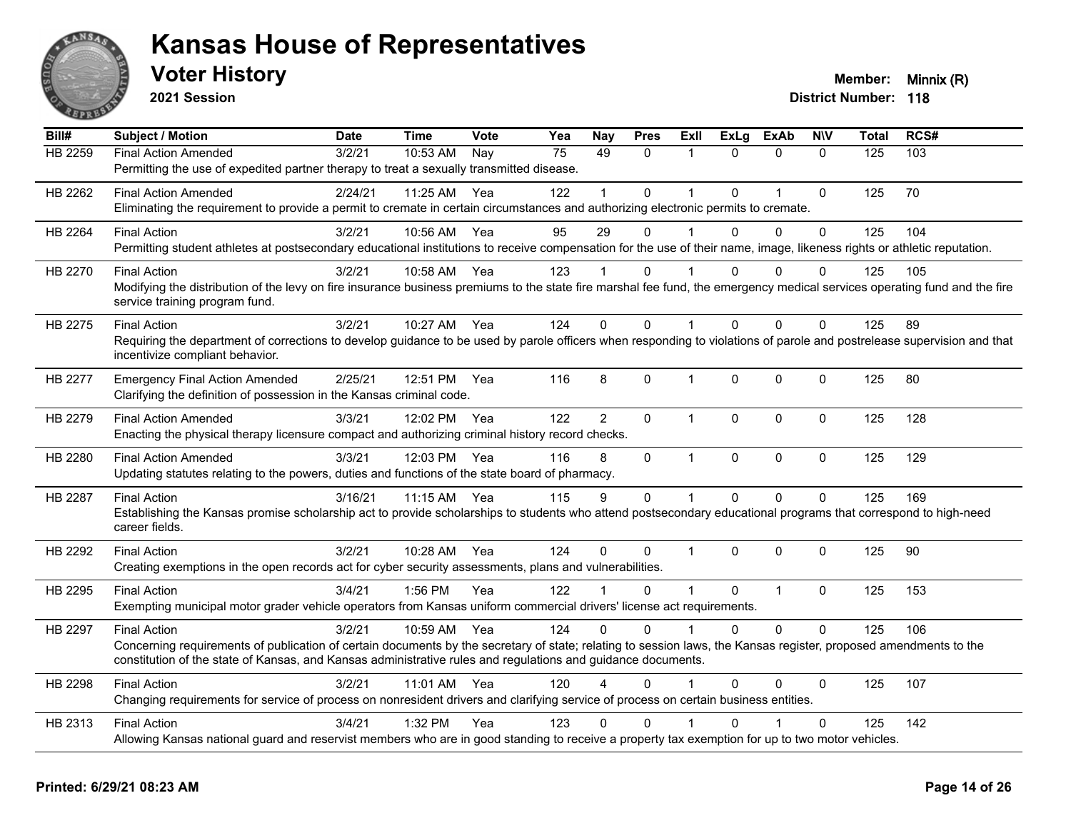# Kansas House of Representatives

## Voter History

**2021 Session**

**Member:** Minnix (R)
**District Number:** 118

| Bill# | Subject / Motion | Date | Time | Vote | Yea | Nay | Pres | ExII | ExLg | ExAb | N\V | Total | RCS# |
|---|---|---|---|---|---|---|---|---|---|---|---|---|---|
| HB 2259 | Final Action Amended | 3/2/21 | 10:53 AM | Nay | 75 | 49 | 0 | 1 | 0 | 0 | 0 | 125 | 103 |
| | Permitting the use of expedited partner therapy to treat a sexually transmitted disease. | | | | | | | | | | | | |
| HB 2262 | Final Action Amended | 2/24/21 | 11:25 AM | Yea | 122 | 1 | 0 | 1 | 0 | 1 | 0 | 125 | 70 |
| | Eliminating the requirement to provide a permit to cremate in certain circumstances and authorizing electronic permits to cremate. | | | | | | | | | | | | |
| HB 2264 | Final Action | 3/2/21 | 10:56 AM | Yea | 95 | 29 | 0 | 1 | 0 | 0 | 0 | 125 | 104 |
| | Permitting student athletes at postsecondary educational institutions to receive compensation for the use of their name, image, likeness rights or athletic reputation. | | | | | | | | | | | | |
| HB 2270 | Final Action | 3/2/21 | 10:58 AM | Yea | 123 | 1 | 0 | 1 | 0 | 0 | 0 | 125 | 105 |
| | Modifying the distribution of the levy on fire insurance business premiums to the state fire marshal fee fund, the emergency medical services operating fund and the fire service training program fund. | | | | | | | | | | | | |
| HB 2275 | Final Action | 3/2/21 | 10:27 AM | Yea | 124 | 0 | 0 | 1 | 0 | 0 | 0 | 125 | 89 |
| | Requiring the department of corrections to develop guidance to be used by parole officers when responding to violations of parole and postrelease supervision and that incentivize compliant behavior. | | | | | | | | | | | | |
| HB 2277 | Emergency Final Action Amended | 2/25/21 | 12:51 PM | Yea | 116 | 8 | 0 | 1 | 0 | 0 | 0 | 125 | 80 |
| | Clarifying the definition of possession in the Kansas criminal code. | | | | | | | | | | | | |
| HB 2279 | Final Action Amended | 3/3/21 | 12:02 PM | Yea | 122 | 2 | 0 | 1 | 0 | 0 | 0 | 125 | 128 |
| | Enacting the physical therapy licensure compact and authorizing criminal history record checks. | | | | | | | | | | | | |
| HB 2280 | Final Action Amended | 3/3/21 | 12:03 PM | Yea | 116 | 8 | 0 | 1 | 0 | 0 | 0 | 125 | 129 |
| | Updating statutes relating to the powers, duties and functions of the state board of pharmacy. | | | | | | | | | | | | |
| HB 2287 | Final Action | 3/16/21 | 11:15 AM | Yea | 115 | 9 | 0 | 1 | 0 | 0 | 0 | 125 | 169 |
| | Establishing the Kansas promise scholarship act to provide scholarships to students who attend postsecondary educational programs that correspond to high-need career fields. | | | | | | | | | | | | |
| HB 2292 | Final Action | 3/2/21 | 10:28 AM | Yea | 124 | 0 | 0 | 1 | 0 | 0 | 0 | 125 | 90 |
| | Creating exemptions in the open records act for cyber security assessments, plans and vulnerabilities. | | | | | | | | | | | | |
| HB 2295 | Final Action | 3/4/21 | 1:56 PM | Yea | 122 | 1 | 0 | 1 | 0 | 1 | 0 | 125 | 153 |
| | Exempting municipal motor grader vehicle operators from Kansas uniform commercial drivers' license act requirements. | | | | | | | | | | | | |
| HB 2297 | Final Action | 3/2/21 | 10:59 AM | Yea | 124 | 0 | 0 | 1 | 0 | 0 | 0 | 125 | 106 |
| | Concerning requirements of publication of certain documents by the secretary of state; relating to session laws, the Kansas register, proposed amendments to the constitution of the state of Kansas, and Kansas administrative rules and regulations and guidance documents. | | | | | | | | | | | | |
| HB 2298 | Final Action | 3/2/21 | 11:01 AM | Yea | 120 | 4 | 0 | 1 | 0 | 0 | 0 | 125 | 107 |
| | Changing requirements for service of process on nonresident drivers and clarifying service of process on certain business entities. | | | | | | | | | | | | |
| HB 2313 | Final Action | 3/4/21 | 1:32 PM | Yea | 123 | 0 | 0 | 1 | 0 | 1 | 0 | 125 | 142 |
| | Allowing Kansas national guard and reservist members who are in good standing to receive a property tax exemption for up to two motor vehicles. | | | | | | | | | | | | |

**Printed: 6/29/21 08:23 AM**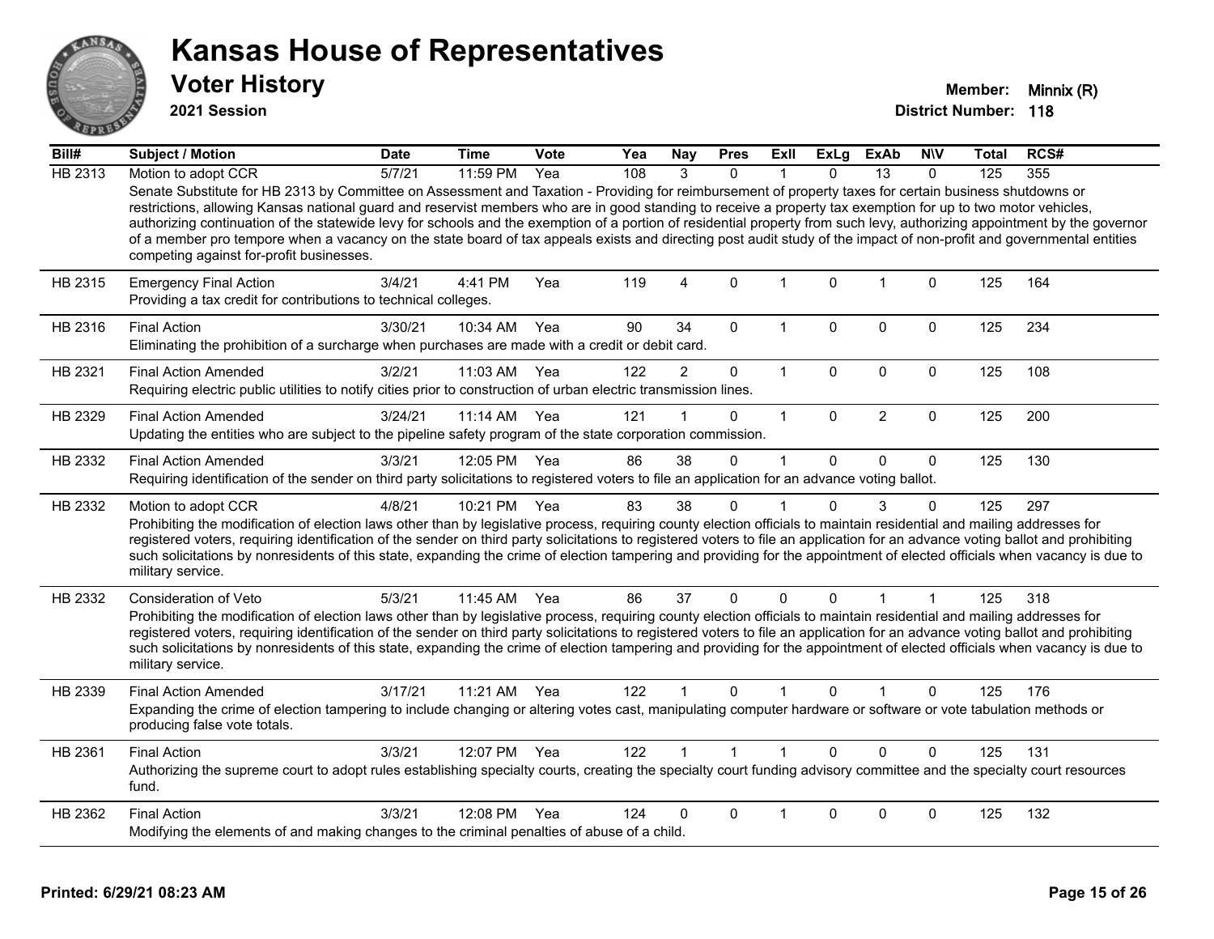# Kansas House of Representatives

## Voter History

**2021 Session**

**Member:** Minnix (R)
**District Number:** 118

| Bill# | Subject / Motion | Date | Time | Vote | Yea | Nay | Pres | ExII | ExLg | ExAb | N\V | Total | RCS# |
|---|---|---|---|---|---|---|---|---|---|---|---|---|---|
| HB 2313 | Motion to adopt CCR | 5/7/21 | 11:59 PM | Yea | 108 | 3 | 0 | 1 | 0 | 13 | 0 | 125 | 355 |
| | Senate Substitute for HB 2313 by Committee on Assessment and Taxation - Providing for reimbursement of property taxes for certain business shutdowns or restrictions, allowing Kansas national guard and reservist members who are in good standing to receive a property tax exemption for up to two motor vehicles, authorizing continuation of the statewide levy for schools and the exemption of a portion of residential property from such levy, authorizing appointment by the governor of a member pro tempore when a vacancy on the state board of tax appeals exists and directing post audit study of the impact of non-profit and governmental entities competing against for-profit businesses. | | | | | | | | | | | | |
| HB 2315 | Emergency Final Action | 3/4/21 | 4:41 PM | Yea | 119 | 4 | 0 | 1 | 0 | 1 | 0 | 125 | 164 |
| | Providing a tax credit for contributions to technical colleges. | | | | | | | | | | | | |
| HB 2316 | Final Action | 3/30/21 | 10:34 AM | Yea | 90 | 34 | 0 | 1 | 0 | 0 | 0 | 125 | 234 |
| | Eliminating the prohibition of a surcharge when purchases are made with a credit or debit card. | | | | | | | | | | | | |
| HB 2321 | Final Action Amended | 3/2/21 | 11:03 AM | Yea | 122 | 2 | 0 | 1 | 0 | 0 | 0 | 125 | 108 |
| | Requiring electric public utilities to notify cities prior to construction of urban electric transmission lines. | | | | | | | | | | | | |
| HB 2329 | Final Action Amended | 3/24/21 | 11:14 AM | Yea | 121 | 1 | 0 | 1 | 0 | 2 | 0 | 125 | 200 |
| | Updating the entities who are subject to the pipeline safety program of the state corporation commission. | | | | | | | | | | | | |
| HB 2332 | Final Action Amended | 3/3/21 | 12:05 PM | Yea | 86 | 38 | 0 | 1 | 0 | 0 | 0 | 125 | 130 |
| | Requiring identification of the sender on third party solicitations to registered voters to file an application for an advance voting ballot. | | | | | | | | | | | | |
| HB 2332 | Motion to adopt CCR | 4/8/21 | 10:21 PM | Yea | 83 | 38 | 0 | 1 | 0 | 3 | 0 | 125 | 297 |
| | Prohibiting the modification of election laws other than by legislative process, requiring county election officials to maintain residential and mailing addresses for registered voters, requiring identification of the sender on third party solicitations to registered voters to file an application for an advance voting ballot and prohibiting such solicitations by nonresidents of this state, expanding the crime of election tampering and providing for the appointment of elected officials when vacancy is due to military service. | | | | | | | | | | | | |
| HB 2332 | Consideration of Veto | 5/3/21 | 11:45 AM | Yea | 86 | 37 | 0 | 0 | 0 | 1 | 1 | 125 | 318 |
| | Prohibiting the modification of election laws other than by legislative process, requiring county election officials to maintain residential and mailing addresses for registered voters, requiring identification of the sender on third party solicitations to registered voters to file an application for an advance voting ballot and prohibiting such solicitations by nonresidents of this state, expanding the crime of election tampering and providing for the appointment of elected officials when vacancy is due to military service. | | | | | | | | | | | | |
| HB 2339 | Final Action Amended | 3/17/21 | 11:21 AM | Yea | 122 | 1 | 0 | 1 | 0 | 1 | 0 | 125 | 176 |
| | Expanding the crime of election tampering to include changing or altering votes cast, manipulating computer hardware or software or vote tabulation methods or producing false vote totals. | | | | | | | | | | | | |
| HB 2361 | Final Action | 3/3/21 | 12:07 PM | Yea | 122 | 1 | 1 | 1 | 0 | 0 | 0 | 125 | 131 |
| | Authorizing the supreme court to adopt rules establishing specialty courts, creating the specialty court funding advisory committee and the specialty court resources fund. | | | | | | | | | | | | |
| HB 2362 | Final Action | 3/3/21 | 12:08 PM | Yea | 124 | 0 | 0 | 1 | 0 | 0 | 0 | 125 | 132 |
| | Modifying the elements of and making changes to the criminal penalties of abuse of a child. | | | | | | | | | | | | |

**Printed: 6/29/21 08:23 AM**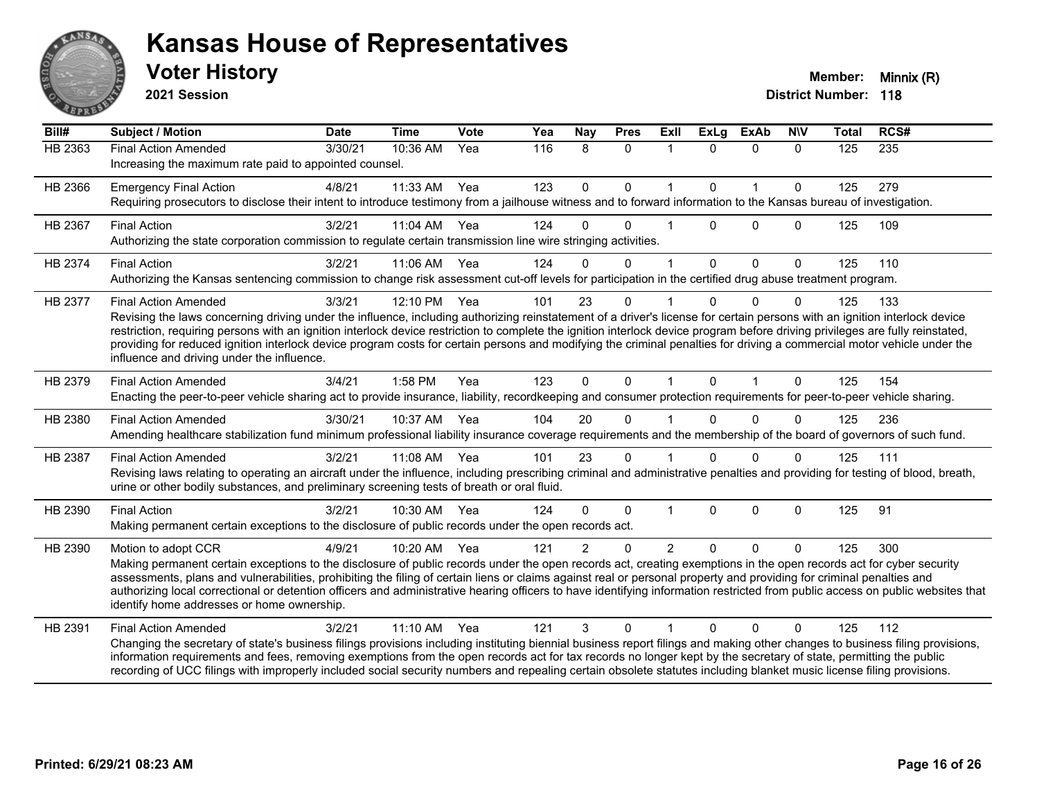# Kansas House of Representatives

## Voter History

**2021 Session**

**Member:** Minnix (R)
**District Number:** 118

| Bill# | Subject / Motion | Date | Time | Vote | Yea | Nay | Pres | ExII | ExLg | ExAb | N\V | Total | RCS# |
|---|---|---|---|---|---|---|---|---|---|---|---|---|---|
| HB 2363 | Final Action Amended | 3/30/21 | 10:36 AM | Yea | 116 | 8 | 0 | 1 | 0 | 0 | 0 | 125 | 235 |
| | Increasing the maximum rate paid to appointed counsel. | | | | | | | | | | | | |
| HB 2366 | Emergency Final Action | 4/8/21 | 11:33 AM | Yea | 123 | 0 | 0 | 1 | 0 | 1 | 0 | 125 | 279 |
| | Requiring prosecutors to disclose their intent to introduce testimony from a jailhouse witness and to forward information to the Kansas bureau of investigation. | | | | | | | | | | | | |
| HB 2367 | Final Action | 3/2/21 | 11:04 AM | Yea | 124 | 0 | 0 | 1 | 0 | 0 | 0 | 125 | 109 |
| | Authorizing the state corporation commission to regulate certain transmission line wire stringing activities. | | | | | | | | | | | | |
| HB 2374 | Final Action | 3/2/21 | 11:06 AM | Yea | 124 | 0 | 0 | 1 | 0 | 0 | 0 | 125 | 110 |
| | Authorizing the Kansas sentencing commission to change risk assessment cut-off levels for participation in the certified drug abuse treatment program. | | | | | | | | | | | | |
| HB 2377 | Final Action Amended | 3/3/21 | 12:10 PM | Yea | 101 | 23 | 0 | 1 | 0 | 0 | 0 | 125 | 133 |
| | Revising the laws concerning driving under the influence, including authorizing reinstatement of a driver's license for certain persons with an ignition interlock device restriction, requiring persons with an ignition interlock device restriction to complete the ignition interlock device program before driving privileges are fully reinstated, providing for reduced ignition interlock device program costs for certain persons and modifying the criminal penalties for driving a commercial motor vehicle under the influence and driving under the influence. | | | | | | | | | | | | |
| HB 2379 | Final Action Amended | 3/4/21 | 1:58 PM | Yea | 123 | 0 | 0 | 1 | 0 | 1 | 0 | 125 | 154 |
| | Enacting the peer-to-peer vehicle sharing act to provide insurance, liability, recordkeeping and consumer protection requirements for peer-to-peer vehicle sharing. | | | | | | | | | | | | |
| HB 2380 | Final Action Amended | 3/30/21 | 10:37 AM | Yea | 104 | 20 | 0 | 1 | 0 | 0 | 0 | 125 | 236 |
| | Amending healthcare stabilization fund minimum professional liability insurance coverage requirements and the membership of the board of governors of such fund. | | | | | | | | | | | | |
| HB 2387 | Final Action Amended | 3/2/21 | 11:08 AM | Yea | 101 | 23 | 0 | 1 | 0 | 0 | 0 | 125 | 111 |
| | Revising laws relating to operating an aircraft under the influence, including prescribing criminal and administrative penalties and providing for testing of blood, breath, urine or other bodily substances, and preliminary screening tests of breath or oral fluid. | | | | | | | | | | | | |
| HB 2390 | Final Action | 3/2/21 | 10:30 AM | Yea | 124 | 0 | 0 | 1 | 0 | 0 | 0 | 125 | 91 |
| | Making permanent certain exceptions to the disclosure of public records under the open records act. | | | | | | | | | | | | |
| HB 2390 | Motion to adopt CCR | 4/9/21 | 10:20 AM | Yea | 121 | 2 | 0 | 2 | 0 | 0 | 0 | 125 | 300 |
| | Making permanent certain exceptions to the disclosure of public records under the open records act, creating exemptions in the open records act for cyber security assessments, plans and vulnerabilities, prohibiting the filing of certain liens or claims against real or personal property and providing for criminal penalties and authorizing local correctional or detention officers and administrative hearing officers to have identifying information restricted from public access on public websites that identify home addresses or home ownership. | | | | | | | | | | | | |
| HB 2391 | Final Action Amended | 3/2/21 | 11:10 AM | Yea | 121 | 3 | 0 | 1 | 0 | 0 | 0 | 125 | 112 |
| | Changing the secretary of state's business filings provisions including instituting biennial business report filings and making other changes to business filing provisions, information requirements and fees, removing exemptions from the open records act for tax records no longer kept by the secretary of state, permitting the public recording of UCC filings with improperly included social security numbers and repealing certain obsolete statutes including blanket music license filing provisions. | | | | | | | | | | | | |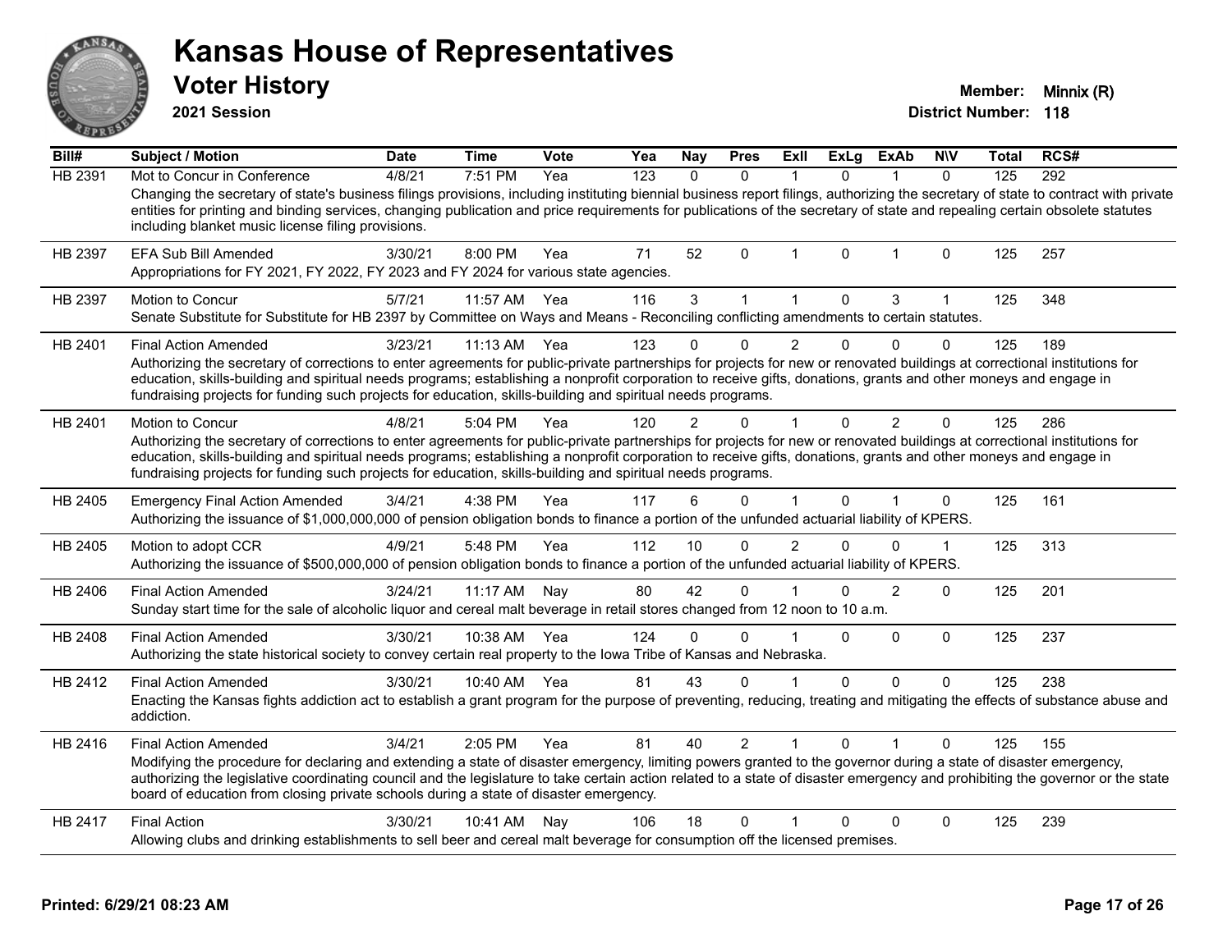# Kansas House of Representatives

## Voter History

**2021 Session**

**Member:** Minnix (R)
**District Number:** 118

| Bill# | Subject / Motion | Date | Time | Vote | Yea | Nay | Pres | ExII | ExLg | ExAb | N\V | Total | RCS# |
|---|---|---|---|---|---|---|---|---|---|---|---|---|---|
| HB 2391 | Mot to Concur in Conference | 4/8/21 | 7:51 PM | Yea | 123 | 0 | 0 | 1 | 0 | 1 | 0 | 125 | 292 |
| | Changing the secretary of state's business filings provisions, including instituting biennial business report filings, authorizing the secretary of state to contract with private entities for printing and binding services, changing publication and price requirements for publications of the secretary of state and repealing certain obsolete statutes including blanket music license filing provisions. | | | | | | | | | | | | |
| HB 2397 | EFA Sub Bill Amended | 3/30/21 | 8:00 PM | Yea | 71 | 52 | 0 | 1 | 0 | 1 | 0 | 125 | 257 |
| | Appropriations for FY 2021, FY 2022, FY 2023 and FY 2024 for various state agencies. | | | | | | | | | | | | |
| HB 2397 | Motion to Concur | 5/7/21 | 11:57 AM | Yea | 116 | 3 | 1 | 1 | 0 | 3 | 1 | 125 | 348 |
| | Senate Substitute for Substitute for HB 2397 by Committee on Ways and Means - Reconciling conflicting amendments to certain statutes. | | | | | | | | | | | | |
| HB 2401 | Final Action Amended | 3/23/21 | 11:13 AM | Yea | 123 | 0 | 0 | 2 | 0 | 0 | 0 | 125 | 189 |
| | Authorizing the secretary of corrections to enter agreements for public-private partnerships for projects for new or renovated buildings at correctional institutions for education, skills-building and spiritual needs programs; establishing a nonprofit corporation to receive gifts, donations, grants and other moneys and engage in fundraising projects for funding such projects for education, skills-building and spiritual needs programs. | | | | | | | | | | | | |
| HB 2401 | Motion to Concur | 4/8/21 | 5:04 PM | Yea | 120 | 2 | 0 | 1 | 0 | 2 | 0 | 125 | 286 |
| | Authorizing the secretary of corrections to enter agreements for public-private partnerships for projects for new or renovated buildings at correctional institutions for education, skills-building and spiritual needs programs; establishing a nonprofit corporation to receive gifts, donations, grants and other moneys and engage in fundraising projects for funding such projects for education, skills-building and spiritual needs programs. | | | | | | | | | | | | |
| HB 2405 | Emergency Final Action Amended | 3/4/21 | 4:38 PM | Yea | 117 | 6 | 0 | 1 | 0 | 1 | 0 | 125 | 161 |
| | Authorizing the issuance of $1,000,000,000 of pension obligation bonds to finance a portion of the unfunded actuarial liability of KPERS. | | | | | | | | | | | | |
| HB 2405 | Motion to adopt CCR | 4/9/21 | 5:48 PM | Yea | 112 | 10 | 0 | 2 | 0 | 0 | 1 | 125 | 313 |
| | Authorizing the issuance of $500,000,000 of pension obligation bonds to finance a portion of the unfunded actuarial liability of KPERS. | | | | | | | | | | | | |
| HB 2406 | Final Action Amended | 3/24/21 | 11:17 AM | Nay | 80 | 42 | 0 | 1 | 0 | 2 | 0 | 125 | 201 |
| | Sunday start time for the sale of alcoholic liquor and cereal malt beverage in retail stores changed from 12 noon to 10 a.m. | | | | | | | | | | | | |
| HB 2408 | Final Action Amended | 3/30/21 | 10:38 AM | Yea | 124 | 0 | 0 | 1 | 0 | 0 | 0 | 125 | 237 |
| | Authorizing the state historical society to convey certain real property to the Iowa Tribe of Kansas and Nebraska. | | | | | | | | | | | | |
| HB 2412 | Final Action Amended | 3/30/21 | 10:40 AM | Yea | 81 | 43 | 0 | 1 | 0 | 0 | 0 | 125 | 238 |
| | Enacting the Kansas fights addiction act to establish a grant program for the purpose of preventing, reducing, treating and mitigating the effects of substance abuse and addiction. | | | | | | | | | | | | |
| HB 2416 | Final Action Amended | 3/4/21 | 2:05 PM | Yea | 81 | 40 | 2 | 1 | 0 | 1 | 0 | 125 | 155 |
| | Modifying the procedure for declaring and extending a state of disaster emergency, limiting powers granted to the governor during a state of disaster emergency, authorizing the legislative coordinating council and the legislature to take certain action related to a state of disaster emergency and prohibiting the governor or the state board of education from closing private schools during a state of disaster emergency. | | | | | | | | | | | | |
| HB 2417 | Final Action | 3/30/21 | 10:41 AM | Nay | 106 | 18 | 0 | 1 | 0 | 0 | 0 | 125 | 239 |
| | Allowing clubs and drinking establishments to sell beer and cereal malt beverage for consumption off the licensed premises. | | | | | | | | | | | | |

**Printed: 6/29/21 08:23 AM**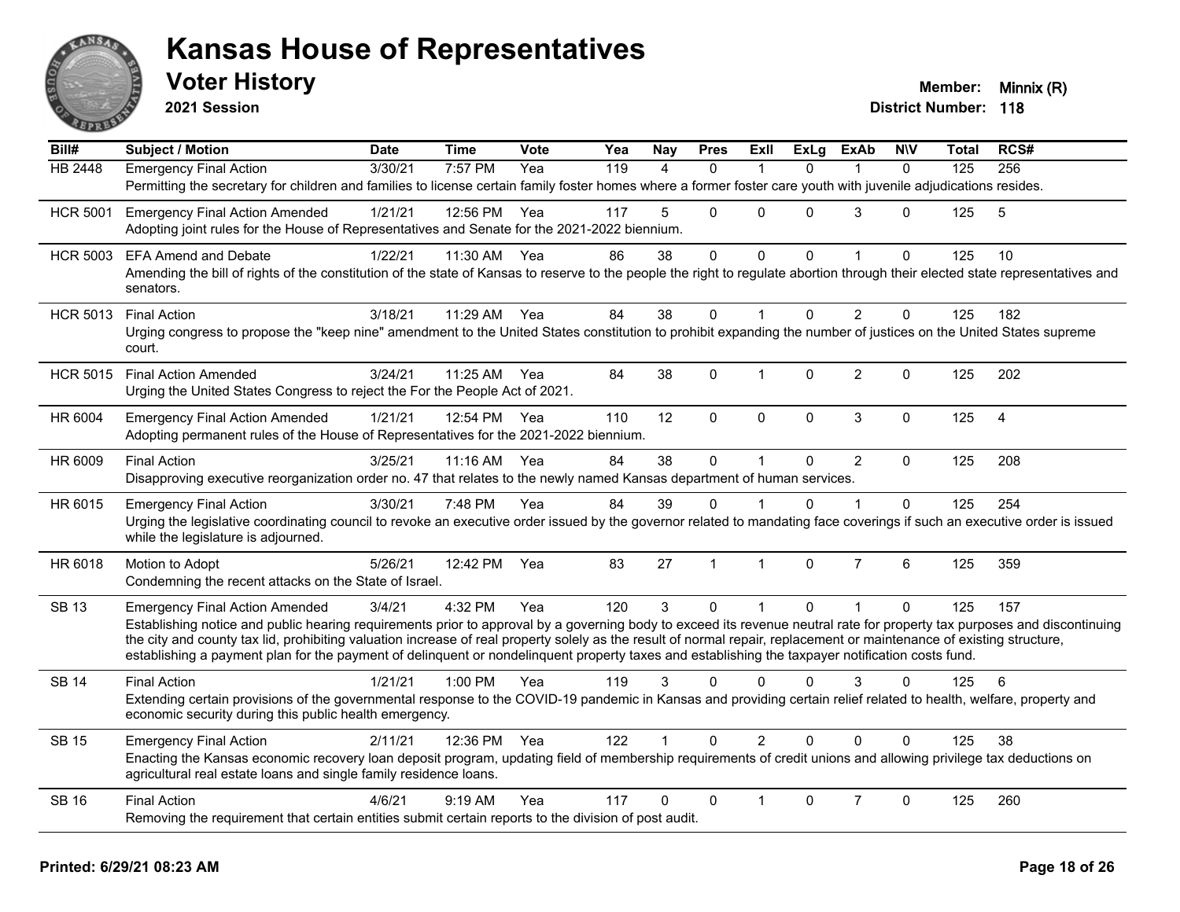# Kansas House of Representatives

## Voter History

**2021 Session**

**Member:** Minnix (R)
**District Number:** 118

| Bill# | Subject / Motion | Date | Time | Vote | Yea | Nay | Pres | ExII | ExLg | ExAb | N\V | Total | RCS# |
|---|---|---|---|---|---|---|---|---|---|---|---|---|---|
| HB 2448 | Emergency Final Action | 3/30/21 | 7:57 PM | Yea | 119 | 4 | 0 | 1 | 0 | 1 | 0 | 125 | 256 |
| | Permitting the secretary for children and families to license certain family foster homes where a former foster care youth with juvenile adjudications resides. | | | | | | | | | | | | |
| HCR 5001 | Emergency Final Action Amended | 1/21/21 | 12:56 PM | Yea | 117 | 5 | 0 | 0 | 0 | 3 | 0 | 125 | 5 |
| | Adopting joint rules for the House of Representatives and Senate for the 2021-2022 biennium. | | | | | | | | | | | | |
| HCR 5003 | EFA Amend and Debate | 1/22/21 | 11:30 AM | Yea | 86 | 38 | 0 | 0 | 0 | 1 | 0 | 125 | 10 |
| | Amending the bill of rights of the constitution of the state of Kansas to reserve to the people the right to regulate abortion through their elected state representatives and senators. | | | | | | | | | | | | |
| HCR 5013 | Final Action | 3/18/21 | 11:29 AM | Yea | 84 | 38 | 0 | 1 | 0 | 2 | 0 | 125 | 182 |
| | Urging congress to propose the "keep nine" amendment to the United States constitution to prohibit expanding the number of justices on the United States supreme court. | | | | | | | | | | | | |
| HCR 5015 | Final Action Amended | 3/24/21 | 11:25 AM | Yea | 84 | 38 | 0 | 1 | 0 | 2 | 0 | 125 | 202 |
| | Urging the United States Congress to reject the For the People Act of 2021. | | | | | | | | | | | | |
| HR 6004 | Emergency Final Action Amended | 1/21/21 | 12:54 PM | Yea | 110 | 12 | 0 | 0 | 0 | 3 | 0 | 125 | 4 |
| | Adopting permanent rules of the House of Representatives for the 2021-2022 biennium. | | | | | | | | | | | | |
| HR 6009 | Final Action | 3/25/21 | 11:16 AM | Yea | 84 | 38 | 0 | 1 | 0 | 2 | 0 | 125 | 208 |
| | Disapproving executive reorganization order no. 47 that relates to the newly named Kansas department of human services. | | | | | | | | | | | | |
| HR 6015 | Emergency Final Action | 3/30/21 | 7:48 PM | Yea | 84 | 39 | 0 | 1 | 0 | 1 | 0 | 125 | 254 |
| | Urging the legislative coordinating council to revoke an executive order issued by the governor related to mandating face coverings if such an executive order is issued while the legislature is adjourned. | | | | | | | | | | | | |
| HR 6018 | Motion to Adopt | 5/26/21 | 12:42 PM | Yea | 83 | 27 | 1 | 1 | 0 | 7 | 6 | 125 | 359 |
| | Condemning the recent attacks on the State of Israel. | | | | | | | | | | | | |
| SB 13 | Emergency Final Action Amended | 3/4/21 | 4:32 PM | Yea | 120 | 3 | 0 | 1 | 0 | 1 | 0 | 125 | 157 |
| | Establishing notice and public hearing requirements prior to approval by a governing body to exceed its revenue neutral rate for property tax purposes and discontinuing the city and county tax lid, prohibiting valuation increase of real property solely as the result of normal repair, replacement or maintenance of existing structure, establishing a payment plan for the payment of delinquent or nondelinquent property taxes and establishing the taxpayer notification costs fund. | | | | | | | | | | | | |
| SB 14 | Final Action | 1/21/21 | 1:00 PM | Yea | 119 | 3 | 0 | 0 | 0 | 3 | 0 | 125 | 6 |
| | Extending certain provisions of the governmental response to the COVID-19 pandemic in Kansas and providing certain relief related to health, welfare, property and economic security during this public health emergency. | | | | | | | | | | | | |
| SB 15 | Emergency Final Action | 2/11/21 | 12:36 PM | Yea | 122 | 1 | 0 | 2 | 0 | 0 | 0 | 125 | 38 |
| | Enacting the Kansas economic recovery loan deposit program, updating field of membership requirements of credit unions and allowing privilege tax deductions on agricultural real estate loans and single family residence loans. | | | | | | | | | | | | |
| SB 16 | Final Action | 4/6/21 | 9:19 AM | Yea | 117 | 0 | 0 | 1 | 0 | 7 | 0 | 125 | 260 |
| | Removing the requirement that certain entities submit certain reports to the division of post audit. | | | | | | | | | | | | |

**Printed: 6/29/21 08:23 AM**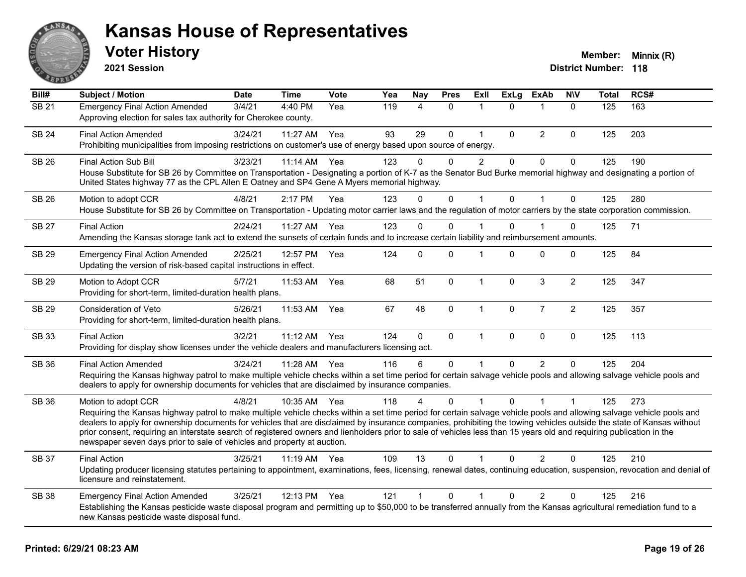# Kansas House of Representatives

## Voter History

**2021 Session**

**Member:** Minnix (R)
**District Number:** 118

| Bill# | Subject / Motion | Date | Time | Vote | Yea | Nay | Pres | ExII | ExLg | ExAb | N\V | Total | RCS# |
|---|---|---|---|---|---|---|---|---|---|---|---|---|---|
| SB 21 | Emergency Final Action Amended | 3/4/21 | 4:40 PM | Yea | 119 | 4 | 0 | 1 | 0 | 1 | 0 | 125 | 163 |
| | Approving election for sales tax authority for Cherokee county. | | | | | | | | | | | | |
| SB 24 | Final Action Amended | 3/24/21 | 11:27 AM | Yea | 93 | 29 | 0 | 1 | 0 | 2 | 0 | 125 | 203 |
| | Prohibiting municipalities from imposing restrictions on customer's use of energy based upon source of energy. | | | | | | | | | | | | |
| SB 26 | Final Action Sub Bill | 3/23/21 | 11:14 AM | Yea | 123 | 0 | 0 | 2 | 0 | 0 | 0 | 125 | 190 |
| | House Substitute for SB 26 by Committee on Transportation - Designating a portion of K-7 as the Senator Bud Burke memorial highway and designating a portion of United States highway 77 as the CPL Allen E Oatney and SP4 Gene A Myers memorial highway. | | | | | | | | | | | | |
| SB 26 | Motion to adopt CCR | 4/8/21 | 2:17 PM | Yea | 123 | 0 | 0 | 1 | 0 | 1 | 0 | 125 | 280 |
| | House Substitute for SB 26 by Committee on Transportation - Updating motor carrier laws and the regulation of motor carriers by the state corporation commission. | | | | | | | | | | | | |
| SB 27 | Final Action | 2/24/21 | 11:27 AM | Yea | 123 | 0 | 0 | 1 | 0 | 1 | 0 | 125 | 71 |
| | Amending the Kansas storage tank act to extend the sunsets of certain funds and to increase certain liability and reimbursement amounts. | | | | | | | | | | | | |
| SB 29 | Emergency Final Action Amended | 2/25/21 | 12:57 PM | Yea | 124 | 0 | 0 | 1 | 0 | 0 | 0 | 125 | 84 |
| | Updating the version of risk-based capital instructions in effect. | | | | | | | | | | | | |
| SB 29 | Motion to Adopt CCR | 5/7/21 | 11:53 AM | Yea | 68 | 51 | 0 | 1 | 0 | 3 | 2 | 125 | 347 |
| | Providing for short-term, limited-duration health plans. | | | | | | | | | | | | |
| SB 29 | Consideration of Veto | 5/26/21 | 11:53 AM | Yea | 67 | 48 | 0 | 1 | 0 | 7 | 2 | 125 | 357 |
| | Providing for short-term, limited-duration health plans. | | | | | | | | | | | | |
| SB 33 | Final Action | 3/2/21 | 11:12 AM | Yea | 124 | 0 | 0 | 1 | 0 | 0 | 0 | 125 | 113 |
| | Providing for display show licenses under the vehicle dealers and manufacturers licensing act. | | | | | | | | | | | | |
| SB 36 | Final Action Amended | 3/24/21 | 11:28 AM | Yea | 116 | 6 | 0 | 1 | 0 | 2 | 0 | 125 | 204 |
| | Requiring the Kansas highway patrol to make multiple vehicle checks within a set time period for certain salvage vehicle pools and allowing salvage vehicle pools and dealers to apply for ownership documents for vehicles that are disclaimed by insurance companies. | | | | | | | | | | | | |
| SB 36 | Motion to adopt CCR | 4/8/21 | 10:35 AM | Yea | 118 | 4 | 0 | 1 | 0 | 1 | 1 | 125 | 273 |
| | Requiring the Kansas highway patrol to make multiple vehicle checks within a set time period for certain salvage vehicle pools and allowing salvage vehicle pools and dealers to apply for ownership documents for vehicles that are disclaimed by insurance companies, prohibiting the towing vehicles outside the state of Kansas without prior consent, requiring an interstate search of registered owners and lienholders prior to sale of vehicles less than 15 years old and requiring publication in the newspaper seven days prior to sale of vehicles and property at auction. | | | | | | | | | | | | |
| SB 37 | Final Action | 3/25/21 | 11:19 AM | Yea | 109 | 13 | 0 | 1 | 0 | 2 | 0 | 125 | 210 |
| | Updating producer licensing statutes pertaining to appointment, examinations, fees, licensing, renewal dates, continuing education, suspension, revocation and denial of licensure and reinstatement. | | | | | | | | | | | | |
| SB 38 | Emergency Final Action Amended | 3/25/21 | 12:13 PM | Yea | 121 | 1 | 0 | 1 | 0 | 2 | 0 | 125 | 216 |
| | Establishing the Kansas pesticide waste disposal program and permitting up to $50,000 to be transferred annually from the Kansas agricultural remediation fund to a new Kansas pesticide waste disposal fund. | | | | | | | | | | | | |

**Printed: 6/29/21 08:23 AM**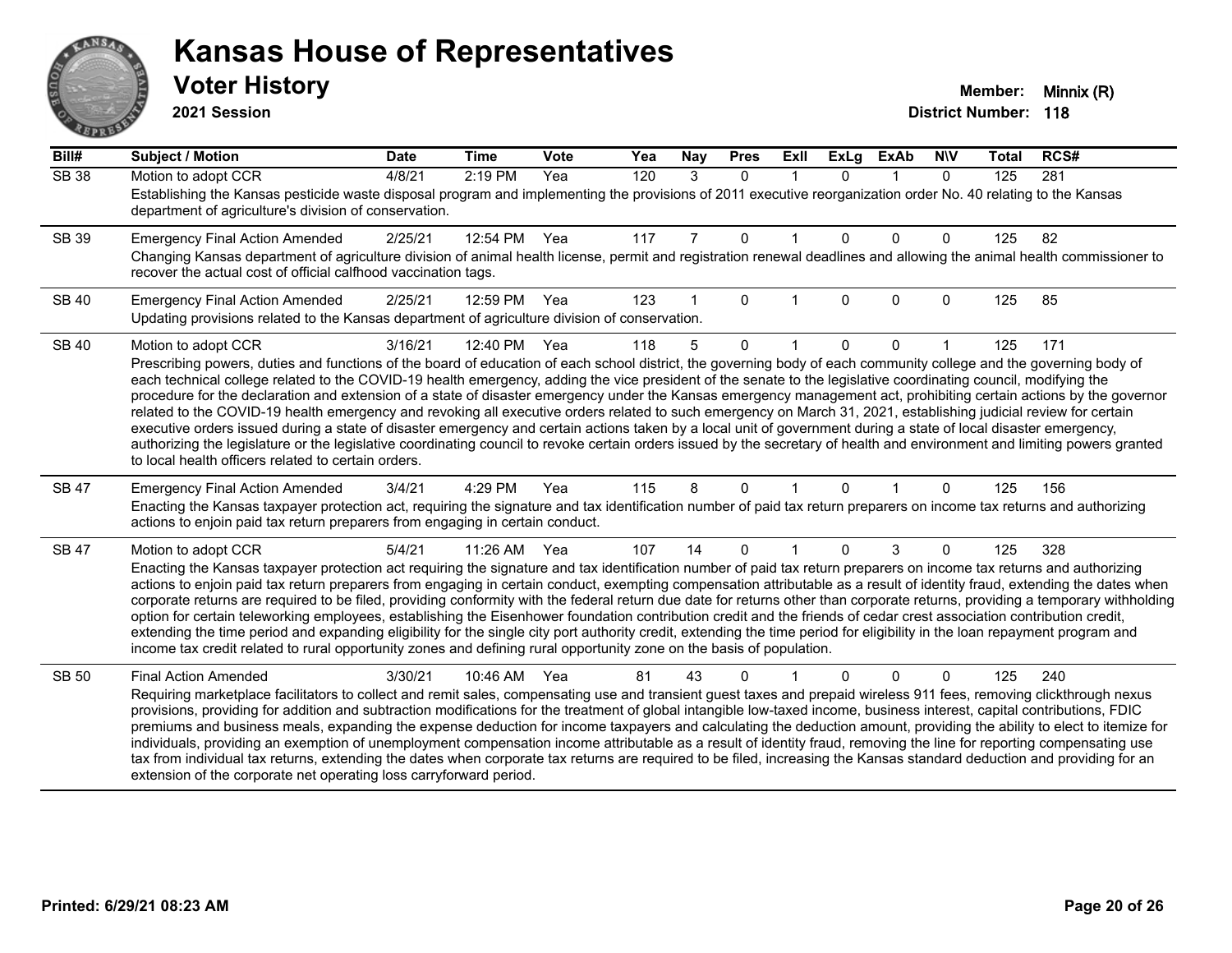# Kansas House of Representatives

## Voter History

**2021 Session**

**Member:** Minnix (R)
**District Number:** 118

| Bill# | Subject / Motion | Date | Time | Vote | Yea | Nay | Pres | ExII | ExLg | ExAb | N\V | Total | RCS# |
|---|---|---|---|---|---|---|---|---|---|---|---|---|---|
| SB 38 | Motion to adopt CCR | 4/8/21 | 2:19 PM | Yea | 120 | 3 | 0 | 1 | 0 | 1 | 0 | 125 | 281 |
| | Establishing the Kansas pesticide waste disposal program and implementing the provisions of 2011 executive reorganization order No. 40 relating to the Kansas department of agriculture's division of conservation. | | | | | | | | | | | | |
| SB 39 | Emergency Final Action Amended | 2/25/21 | 12:54 PM | Yea | 117 | 7 | 0 | 1 | 0 | 0 | 0 | 125 | 82 |
| | Changing Kansas department of agriculture division of animal health license, permit and registration renewal deadlines and allowing the animal health commissioner to recover the actual cost of official calfhood vaccination tags. | | | | | | | | | | | | |
| SB 40 | Emergency Final Action Amended | 2/25/21 | 12:59 PM | Yea | 123 | 1 | 0 | 1 | 0 | 0 | 0 | 125 | 85 |
| | Updating provisions related to the Kansas department of agriculture division of conservation. | | | | | | | | | | | | |
| SB 40 | Motion to adopt CCR | 3/16/21 | 12:40 PM | Yea | 118 | 5 | 0 | 1 | 0 | 0 | 1 | 125 | 171 |
| | Prescribing powers, duties and functions of the board of education of each school district, the governing body of each community college and the governing body of each technical college related to the COVID-19 health emergency, adding the vice president of the senate to the legislative coordinating council, modifying the procedure for the declaration and extension of a state of disaster emergency under the Kansas emergency management act, prohibiting certain actions by the governor related to the COVID-19 health emergency and revoking all executive orders related to such emergency on March 31, 2021, establishing judicial review for certain executive orders issued during a state of disaster emergency and certain actions taken by a local unit of government during a state of local disaster emergency, authorizing the legislature or the legislative coordinating council to revoke certain orders issued by the secretary of health and environment and limiting powers granted to local health officers related to certain orders. | | | | | | | | | | | | |
| SB 47 | Emergency Final Action Amended | 3/4/21 | 4:29 PM | Yea | 115 | 8 | 0 | 1 | 0 | 1 | 0 | 125 | 156 |
| | Enacting the Kansas taxpayer protection act, requiring the signature and tax identification number of paid tax return preparers on income tax returns and authorizing actions to enjoin paid tax return preparers from engaging in certain conduct. | | | | | | | | | | | | |
| SB 47 | Motion to adopt CCR | 5/4/21 | 11:26 AM | Yea | 107 | 14 | 0 | 1 | 0 | 3 | 0 | 125 | 328 |
| | Enacting the Kansas taxpayer protection act requiring the signature and tax identification number of paid tax return preparers on income tax returns and authorizing actions to enjoin paid tax return preparers from engaging in certain conduct, exempting compensation attributable as a result of identity fraud, extending the dates when corporate returns are required to be filed, providing conformity with the federal return due date for returns other than corporate returns, providing a temporary withholding option for certain teleworking employees, establishing the Eisenhower foundation contribution credit and the friends of cedar crest association contribution credit, extending the time period and expanding eligibility for the single city port authority credit, extending the time period for eligibility in the loan repayment program and income tax credit related to rural opportunity zones and defining rural opportunity zone on the basis of population. | | | | | | | | | | | | |
| SB 50 | Final Action Amended | 3/30/21 | 10:46 AM | Yea | 81 | 43 | 0 | 1 | 0 | 0 | 0 | 125 | 240 |
| | Requiring marketplace facilitators to collect and remit sales, compensating use and transient guest taxes and prepaid wireless 911 fees, removing clickthrough nexus provisions, providing for addition and subtraction modifications for the treatment of global intangible low-taxed income, business interest, capital contributions, FDIC premiums and business meals, expanding the expense deduction for income taxpayers and calculating the deduction amount, providing the ability to elect to itemize for individuals, providing an exemption of unemployment compensation income attributable as a result of identity fraud, removing the line for reporting compensating use tax from individual tax returns, extending the dates when corporate tax returns are required to be filed, increasing the Kansas standard deduction and providing for an extension of the corporate net operating loss carryforward period. | | | | | | | | | | | | |

**Printed: 6/29/21 08:23 AM**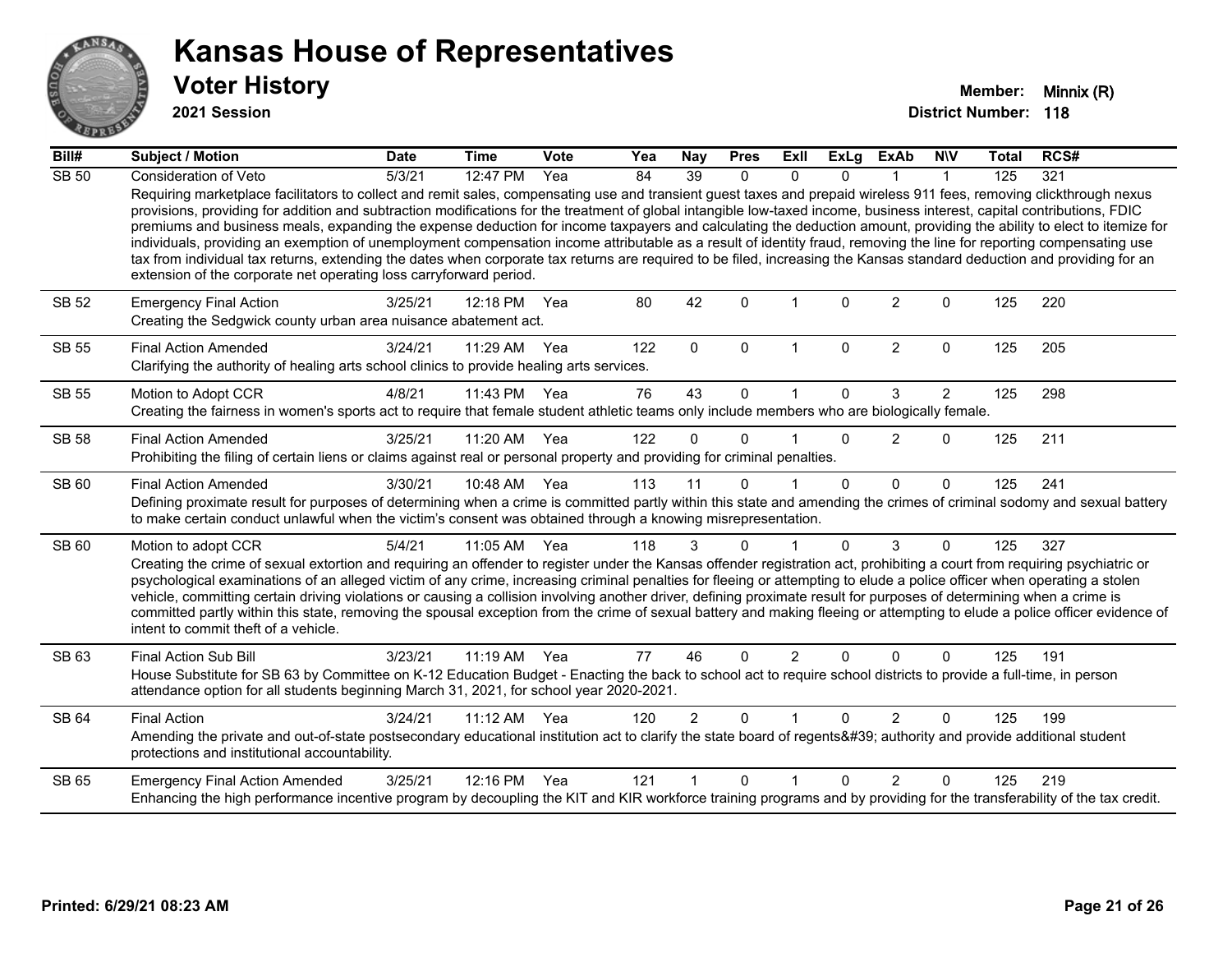# Kansas House of Representatives

## Voter History

**2021 Session**

**Member:** Minnix (R)
**District Number:** 118

| Bill# | Subject / Motion | Date | Time | Vote | Yea | Nay | Pres | ExII | ExLg | ExAb | N\V | Total | RCS# |
|---|---|---|---|---|---|---|---|---|---|---|---|---|---|
| SB 50 | Consideration of Veto | 5/3/21 | 12:47 PM | Yea | 84 | 39 | 0 | 0 | 0 | 1 | 1 | 125 | 321 |
| | Requiring marketplace facilitators to collect and remit sales, compensating use and transient guest taxes and prepaid wireless 911 fees, removing clickthrough nexus provisions, providing for addition and subtraction modifications for the treatment of global intangible low-taxed income, business interest, capital contributions, FDIC premiums and business meals, expanding the expense deduction for income taxpayers and calculating the deduction amount, providing the ability to elect to itemize for individuals, providing an exemption of unemployment compensation income attributable as a result of identity fraud, removing the line for reporting compensating use tax from individual tax returns, extending the dates when corporate tax returns are required to be filed, increasing the Kansas standard deduction and providing for an extension of the corporate net operating loss carryforward period. | | | | | | | | | | | | |
| SB 52 | Emergency Final Action | 3/25/21 | 12:18 PM | Yea | 80 | 42 | 0 | 1 | 0 | 2 | 0 | 125 | 220 |
| | Creating the Sedgwick county urban area nuisance abatement act. | | | | | | | | | | | | |
| SB 55 | Final Action Amended | 3/24/21 | 11:29 AM | Yea | 122 | 0 | 0 | 1 | 0 | 2 | 0 | 125 | 205 |
| | Clarifying the authority of healing arts school clinics to provide healing arts services. | | | | | | | | | | | | |
| SB 55 | Motion to Adopt CCR | 4/8/21 | 11:43 PM | Yea | 76 | 43 | 0 | 1 | 0 | 3 | 2 | 125 | 298 |
| | Creating the fairness in women's sports act to require that female student athletic teams only include members who are biologically female. | | | | | | | | | | | | |
| SB 58 | Final Action Amended | 3/25/21 | 11:20 AM | Yea | 122 | 0 | 0 | 1 | 0 | 2 | 0 | 125 | 211 |
| | Prohibiting the filing of certain liens or claims against real or personal property and providing for criminal penalties. | | | | | | | | | | | | |
| SB 60 | Final Action Amended | 3/30/21 | 10:48 AM | Yea | 113 | 11 | 0 | 1 | 0 | 0 | 0 | 125 | 241 |
| | Defining proximate result for purposes of determining when a crime is committed partly within this state and amending the crimes of criminal sodomy and sexual battery to make certain conduct unlawful when the victim's consent was obtained through a knowing misrepresentation. | | | | | | | | | | | | |
| SB 60 | Motion to adopt CCR | 5/4/21 | 11:05 AM | Yea | 118 | 3 | 0 | 1 | 0 | 3 | 0 | 125 | 327 |
| | Creating the crime of sexual extortion and requiring an offender to register under the Kansas offender registration act, prohibiting a court from requiring psychiatric or psychological examinations of an alleged victim of any crime, increasing criminal penalties for fleeing or attempting to elude a police officer when operating a stolen vehicle, committing certain driving violations or causing a collision involving another driver, defining proximate result for purposes of determining when a crime is committed partly within this state, removing the spousal exception from the crime of sexual battery and making fleeing or attempting to elude a police officer evidence of intent to commit theft of a vehicle. | | | | | | | | | | | | |
| SB 63 | Final Action Sub Bill | 3/23/21 | 11:19 AM | Yea | 77 | 46 | 0 | 2 | 0 | 0 | 0 | 125 | 191 |
| | House Substitute for SB 63 by Committee on K-12 Education Budget - Enacting the back to school act to require school districts to provide a full-time, in person attendance option for all students beginning March 31, 2021, for school year 2020-2021. | | | | | | | | | | | | |
| SB 64 | Final Action | 3/24/21 | 11:12 AM | Yea | 120 | 2 | 0 | 1 | 0 | 2 | 0 | 125 | 199 |
| | Amending the private and out-of-state postsecondary educational institution act to clarify the state board of regents&#39; authority and provide additional student protections and institutional accountability. | | | | | | | | | | | | |
| SB 65 | Emergency Final Action Amended | 3/25/21 | 12:16 PM | Yea | 121 | 1 | 0 | 1 | 0 | 2 | 0 | 125 | 219 |
| | Enhancing the high performance incentive program by decoupling the KIT and KIR workforce training programs and by providing for the transferability of the tax credit. | | | | | | | | | | | | |

**Printed: 6/29/21 08:23 AM**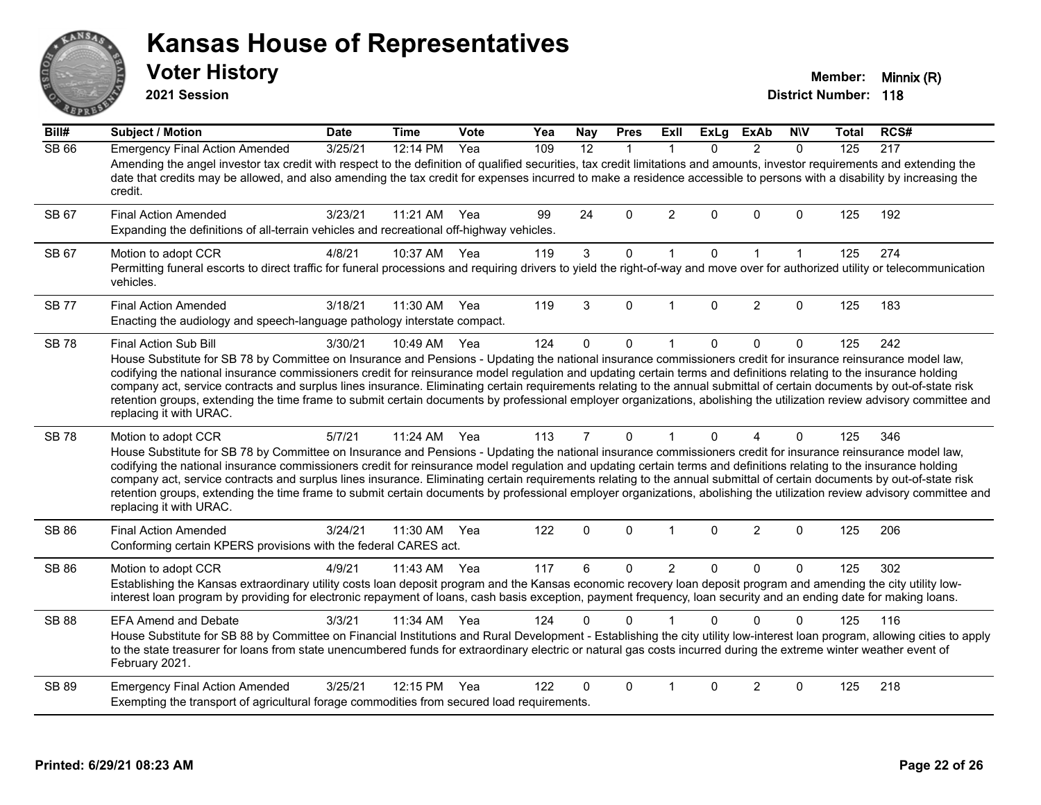# Kansas House of Representatives

## Voter History

**2021 Session**

**Member:** Minnix (R)
**District Number:** 118

| Bill# | Subject / Motion | Date | Time | Vote | Yea | Nay | Pres | ExII | ExLg | ExAb | N\V | Total | RCS# |
|---|---|---|---|---|---|---|---|---|---|---|---|---|---|
| SB 66 | Emergency Final Action Amended | 3/25/21 | 12:14 PM | Yea | 109 | 12 | 1 | 1 | 0 | 2 | 0 | 125 | 217 |
| | Amending the angel investor tax credit with respect to the definition of qualified securities, tax credit limitations and amounts, investor requirements and extending the date that credits may be allowed, and also amending the tax credit for expenses incurred to make a residence accessible to persons with a disability by increasing the credit. | | | | | | | | | | | | |
| SB 67 | Final Action Amended | 3/23/21 | 11:21 AM | Yea | 99 | 24 | 0 | 2 | 0 | 0 | 0 | 125 | 192 |
| | Expanding the definitions of all-terrain vehicles and recreational off-highway vehicles. | | | | | | | | | | | | |
| SB 67 | Motion to adopt CCR | 4/8/21 | 10:37 AM | Yea | 119 | 3 | 0 | 1 | 0 | 1 | 1 | 125 | 274 |
| | Permitting funeral escorts to direct traffic for funeral processions and requiring drivers to yield the right-of-way and move over for authorized utility or telecommunication vehicles. | | | | | | | | | | | | |
| SB 77 | Final Action Amended | 3/18/21 | 11:30 AM | Yea | 119 | 3 | 0 | 1 | 0 | 2 | 0 | 125 | 183 |
| | Enacting the audiology and speech-language pathology interstate compact. | | | | | | | | | | | | |
| SB 78 | Final Action Sub Bill | 3/30/21 | 10:49 AM | Yea | 124 | 0 | 0 | 1 | 0 | 0 | 0 | 125 | 242 |
| | House Substitute for SB 78 by Committee on Insurance and Pensions - Updating the national insurance commissioners credit for insurance reinsurance model law, codifying the national insurance commissioners credit for reinsurance model regulation and updating certain terms and definitions relating to the insurance holding company act, service contracts and surplus lines insurance. Eliminating certain requirements relating to the annual submittal of certain documents by out-of-state risk retention groups, extending the time frame to submit certain documents by professional employer organizations, abolishing the utilization review advisory committee and replacing it with URAC. | | | | | | | | | | | | |
| SB 78 | Motion to adopt CCR | 5/7/21 | 11:24 AM | Yea | 113 | 7 | 0 | 1 | 0 | 4 | 0 | 125 | 346 |
| | House Substitute for SB 78 by Committee on Insurance and Pensions - Updating the national insurance commissioners credit for insurance reinsurance model law, codifying the national insurance commissioners credit for reinsurance model regulation and updating certain terms and definitions relating to the insurance holding company act, service contracts and surplus lines insurance. Eliminating certain requirements relating to the annual submittal of certain documents by out-of-state risk retention groups, extending the time frame to submit certain documents by professional employer organizations, abolishing the utilization review advisory committee and replacing it with URAC. | | | | | | | | | | | | |
| SB 86 | Final Action Amended | 3/24/21 | 11:30 AM | Yea | 122 | 0 | 0 | 1 | 0 | 2 | 0 | 125 | 206 |
| | Conforming certain KPERS provisions with the federal CARES act. | | | | | | | | | | | | |
| SB 86 | Motion to adopt CCR | 4/9/21 | 11:43 AM | Yea | 117 | 6 | 0 | 2 | 0 | 0 | 0 | 125 | 302 |
| | Establishing the Kansas extraordinary utility costs loan deposit program and the Kansas economic recovery loan deposit program and amending the city utility low-interest loan program by providing for electronic repayment of loans, cash basis exception, payment frequency, loan security and an ending date for making loans. | | | | | | | | | | | | |
| SB 88 | EFA Amend and Debate | 3/3/21 | 11:34 AM | Yea | 124 | 0 | 0 | 1 | 0 | 0 | 0 | 125 | 116 |
| | House Substitute for SB 88 by Committee on Financial Institutions and Rural Development - Establishing the city utility low-interest loan program, allowing cities to apply to the state treasurer for loans from state unencumbered funds for extraordinary electric or natural gas costs incurred during the extreme winter weather event of February 2021. | | | | | | | | | | | | |
| SB 89 | Emergency Final Action Amended | 3/25/21 | 12:15 PM | Yea | 122 | 0 | 0 | 1 | 0 | 2 | 0 | 125 | 218 |
| | Exempting the transport of agricultural forage commodities from secured load requirements. | | | | | | | | | | | | |

**Printed: 6/29/21 08:23 AM**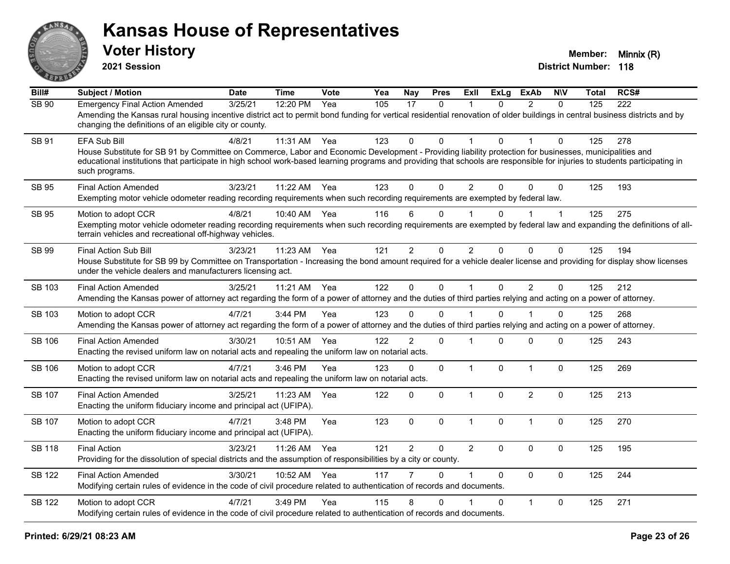# Kansas House of Representatives

## Voter History

**2021 Session**

**Member:** Minnix (R)
**District Number:** 118

| Bill# | Subject / Motion | Date | Time | Vote | Yea | Nay | Pres | ExII | ExLg | ExAb | N\V | Total | RCS# |
|---|---|---|---|---|---|---|---|---|---|---|---|---|---|
| SB 90 | Emergency Final Action Amended | 3/25/21 | 12:20 PM | Yea | 105 | 17 | 0 | 1 | 0 | 2 | 0 | 125 | 222 |
| | Amending the Kansas rural housing incentive district act to permit bond funding for vertical residential renovation of older buildings in central business districts and by changing the definitions of an eligible city or county. | | | | | | | | | | | | |
| SB 91 | EFA Sub Bill | 4/8/21 | 11:31 AM | Yea | 123 | 0 | 0 | 1 | 0 | 1 | 0 | 125 | 278 |
| | House Substitute for SB 91 by Committee on Commerce, Labor and Economic Development - Providing liability protection for businesses, municipalities and educational institutions that participate in high school work-based learning programs and providing that schools are responsible for injuries to students participating in such programs. | | | | | | | | | | | | |
| SB 95 | Final Action Amended | 3/23/21 | 11:22 AM | Yea | 123 | 0 | 0 | 2 | 0 | 0 | 0 | 125 | 193 |
| | Exempting motor vehicle odometer reading recording requirements when such recording requirements are exempted by federal law. | | | | | | | | | | | | |
| SB 95 | Motion to adopt CCR | 4/8/21 | 10:40 AM | Yea | 116 | 6 | 0 | 1 | 0 | 1 | 1 | 125 | 275 |
| | Exempting motor vehicle odometer reading recording requirements when such recording requirements are exempted by federal law and expanding the definitions of all-terrain vehicles and recreational off-highway vehicles. | | | | | | | | | | | | |
| SB 99 | Final Action Sub Bill | 3/23/21 | 11:23 AM | Yea | 121 | 2 | 0 | 2 | 0 | 0 | 0 | 125 | 194 |
| | House Substitute for SB 99 by Committee on Transportation - Increasing the bond amount required for a vehicle dealer license and providing for display show licenses under the vehicle dealers and manufacturers licensing act. | | | | | | | | | | | | |
| SB 103 | Final Action Amended | 3/25/21 | 11:21 AM | Yea | 122 | 0 | 0 | 1 | 0 | 2 | 0 | 125 | 212 |
| | Amending the Kansas power of attorney act regarding the form of a power of attorney and the duties of third parties relying and acting on a power of attorney. | | | | | | | | | | | | |
| SB 103 | Motion to adopt CCR | 4/7/21 | 3:44 PM | Yea | 123 | 0 | 0 | 1 | 0 | 1 | 0 | 125 | 268 |
| | Amending the Kansas power of attorney act regarding the form of a power of attorney and the duties of third parties relying and acting on a power of attorney. | | | | | | | | | | | | |
| SB 106 | Final Action Amended | 3/30/21 | 10:51 AM | Yea | 122 | 2 | 0 | 1 | 0 | 0 | 0 | 125 | 243 |
| | Enacting the revised uniform law on notarial acts and repealing the uniform law on notarial acts. | | | | | | | | | | | | |
| SB 106 | Motion to adopt CCR | 4/7/21 | 3:46 PM | Yea | 123 | 0 | 0 | 1 | 0 | 1 | 0 | 125 | 269 |
| | Enacting the revised uniform law on notarial acts and repealing the uniform law on notarial acts. | | | | | | | | | | | | |
| SB 107 | Final Action Amended | 3/25/21 | 11:23 AM | Yea | 122 | 0 | 0 | 1 | 0 | 2 | 0 | 125 | 213 |
| | Enacting the uniform fiduciary income and principal act (UFIPA). | | | | | | | | | | | | |
| SB 107 | Motion to adopt CCR | 4/7/21 | 3:48 PM | Yea | 123 | 0 | 0 | 1 | 0 | 1 | 0 | 125 | 270 |
| | Enacting the uniform fiduciary income and principal act (UFIPA). | | | | | | | | | | | | |
| SB 118 | Final Action | 3/23/21 | 11:26 AM | Yea | 121 | 2 | 0 | 2 | 0 | 0 | 0 | 125 | 195 |
| | Providing for the dissolution of special districts and the assumption of responsibilities by a city or county. | | | | | | | | | | | | |
| SB 122 | Final Action Amended | 3/30/21 | 10:52 AM | Yea | 117 | 7 | 0 | 1 | 0 | 0 | 0 | 125 | 244 |
| | Modifying certain rules of evidence in the code of civil procedure related to authentication of records and documents. | | | | | | | | | | | | |
| SB 122 | Motion to adopt CCR | 4/7/21 | 3:49 PM | Yea | 115 | 8 | 0 | 1 | 0 | 1 | 0 | 125 | 271 |
| | Modifying certain rules of evidence in the code of civil procedure related to authentication of records and documents. | | | | | | | | | | | | |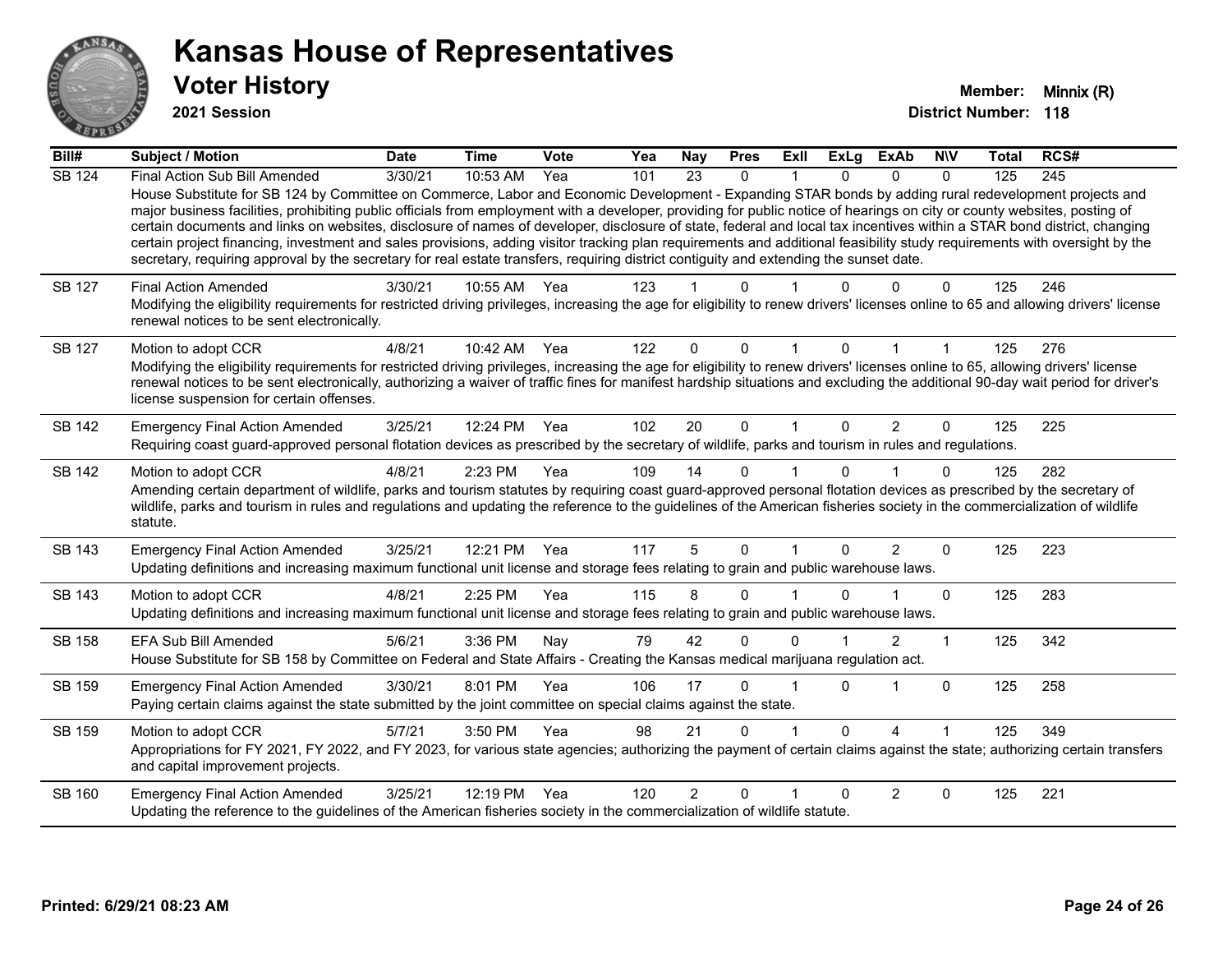# Kansas House of Representatives

## Voter History

**2021 Session**

**Member:** Minnix (R)
**District Number:** 118

| Bill# | Subject / Motion | Date | Time | Vote | Yea | Nay | Pres | ExII | ExLg | ExAb | N\V | Total | RCS# |
|---|---|---|---|---|---|---|---|---|---|---|---|---|---|
| SB 124 | Final Action Sub Bill Amended | 3/30/21 | 10:53 AM | Yea | 101 | 23 | 0 | 1 | 0 | 0 | 0 | 125 | 245 |
| | House Substitute for SB 124 by Committee on Commerce, Labor and Economic Development - Expanding STAR bonds by adding rural redevelopment projects and major business facilities, prohibiting public officials from employment with a developer, providing for public notice of hearings on city or county websites, posting of certain documents and links on websites, disclosure of names of developer, disclosure of state, federal and local tax incentives within a STAR bond district, changing certain project financing, investment and sales provisions, adding visitor tracking plan requirements and additional feasibility study requirements with oversight by the secretary, requiring approval by the secretary for real estate transfers, requiring district contiguity and extending the sunset date. | | | | | | | | | | | | |
| SB 127 | Final Action Amended | 3/30/21 | 10:55 AM | Yea | 123 | 1 | 0 | 1 | 0 | 0 | 0 | 125 | 246 |
| | Modifying the eligibility requirements for restricted driving privileges, increasing the age for eligibility to renew drivers' licenses online to 65 and allowing drivers' license renewal notices to be sent electronically. | | | | | | | | | | | | |
| SB 127 | Motion to adopt CCR | 4/8/21 | 10:42 AM | Yea | 122 | 0 | 0 | 1 | 0 | 1 | 1 | 125 | 276 |
| | Modifying the eligibility requirements for restricted driving privileges, increasing the age for eligibility to renew drivers' licenses online to 65, allowing drivers' license renewal notices to be sent electronically, authorizing a waiver of traffic fines for manifest hardship situations and excluding the additional 90-day wait period for driver's license suspension for certain offenses. | | | | | | | | | | | | |
| SB 142 | Emergency Final Action Amended | 3/25/21 | 12:24 PM | Yea | 102 | 20 | 0 | 1 | 0 | 2 | 0 | 125 | 225 |
| | Requiring coast guard-approved personal flotation devices as prescribed by the secretary of wildlife, parks and tourism in rules and regulations. | | | | | | | | | | | | |
| SB 142 | Motion to adopt CCR | 4/8/21 | 2:23 PM | Yea | 109 | 14 | 0 | 1 | 0 | 1 | 0 | 125 | 282 |
| | Amending certain department of wildlife, parks and tourism statutes by requiring coast guard-approved personal flotation devices as prescribed by the secretary of wildlife, parks and tourism in rules and regulations and updating the reference to the guidelines of the American fisheries society in the commercialization of wildlife statute. | | | | | | | | | | | | |
| SB 143 | Emergency Final Action Amended | 3/25/21 | 12:21 PM | Yea | 117 | 5 | 0 | 1 | 0 | 2 | 0 | 125 | 223 |
| | Updating definitions and increasing maximum functional unit license and storage fees relating to grain and public warehouse laws. | | | | | | | | | | | | |
| SB 143 | Motion to adopt CCR | 4/8/21 | 2:25 PM | Yea | 115 | 8 | 0 | 1 | 0 | 1 | 0 | 125 | 283 |
| | Updating definitions and increasing maximum functional unit license and storage fees relating to grain and public warehouse laws. | | | | | | | | | | | | |
| SB 158 | EFA Sub Bill Amended | 5/6/21 | 3:36 PM | Nay | 79 | 42 | 0 | 0 | 1 | 2 | 1 | 125 | 342 |
| | House Substitute for SB 158 by Committee on Federal and State Affairs - Creating the Kansas medical marijuana regulation act. | | | | | | | | | | | | |
| SB 159 | Emergency Final Action Amended | 3/30/21 | 8:01 PM | Yea | 106 | 17 | 0 | 1 | 0 | 1 | 0 | 125 | 258 |
| | Paying certain claims against the state submitted by the joint committee on special claims against the state. | | | | | | | | | | | | |
| SB 159 | Motion to adopt CCR | 5/7/21 | 3:50 PM | Yea | 98 | 21 | 0 | 1 | 0 | 4 | 1 | 125 | 349 |
| | Appropriations for FY 2021, FY 2022, and FY 2023, for various state agencies; authorizing the payment of certain claims against the state; authorizing certain transfers and capital improvement projects. | | | | | | | | | | | | |
| SB 160 | Emergency Final Action Amended | 3/25/21 | 12:19 PM | Yea | 120 | 2 | 0 | 1 | 0 | 2 | 0 | 125 | 221 |
| | Updating the reference to the guidelines of the American fisheries society in the commercialization of wildlife statute. | | | | | | | | | | | | |

Printed: 6/29/21 08:23 AM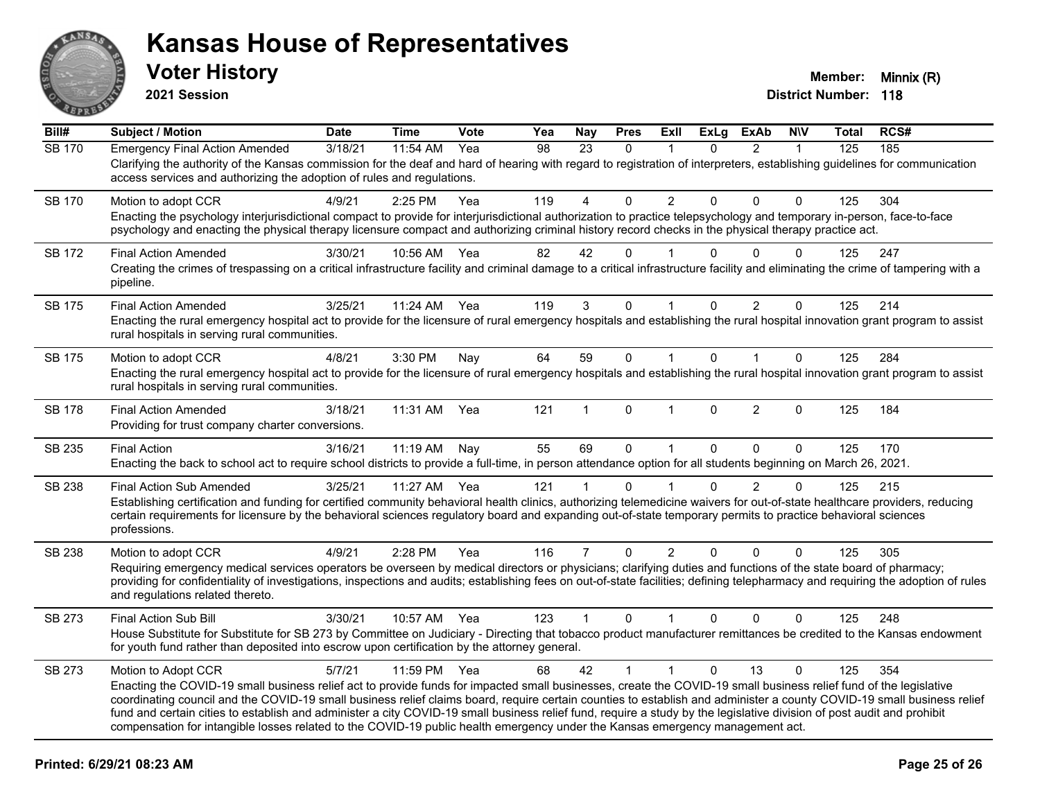# Kansas House of Representatives

## Voter History

**2021 Session**

**Member:** Minnix (R)
**District Number:** 118

| Bill# | Subject / Motion | Date | Time | Vote | Yea | Nay | Pres | ExII | ExLg | ExAb | N\V | Total | RCS# |
|---|---|---|---|---|---|---|---|---|---|---|---|---|---|
| SB 170 | Emergency Final Action Amended | 3/18/21 | 11:54 AM | Yea | 98 | 23 | 0 | 1 | 0 | 2 | 1 | 125 | 185 |
| | Clarifying the authority of the Kansas commission for the deaf and hard of hearing with regard to registration of interpreters, establishing guidelines for communication access services and authorizing the adoption of rules and regulations. | | | | | | | | | | | | |
| SB 170 | Motion to adopt CCR | 4/9/21 | 2:25 PM | Yea | 119 | 4 | 0 | 2 | 0 | 0 | 0 | 125 | 304 |
| | Enacting the psychology interjurisdictional compact to provide for interjurisdictional authorization to practice telepsychology and temporary in-person, face-to-face psychology and enacting the physical therapy licensure compact and authorizing criminal history record checks in the physical therapy practice act. | | | | | | | | | | | | |
| SB 172 | Final Action Amended | 3/30/21 | 10:56 AM | Yea | 82 | 42 | 0 | 1 | 0 | 0 | 0 | 125 | 247 |
| | Creating the crimes of trespassing on a critical infrastructure facility and criminal damage to a critical infrastructure facility and eliminating the crime of tampering with a pipeline. | | | | | | | | | | | | |
| SB 175 | Final Action Amended | 3/25/21 | 11:24 AM | Yea | 119 | 3 | 0 | 1 | 0 | 2 | 0 | 125 | 214 |
| | Enacting the rural emergency hospital act to provide for the licensure of rural emergency hospitals and establishing the rural hospital innovation grant program to assist rural hospitals in serving rural communities. | | | | | | | | | | | | |
| SB 175 | Motion to adopt CCR | 4/8/21 | 3:30 PM | Nay | 64 | 59 | 0 | 1 | 0 | 1 | 0 | 125 | 284 |
| | Enacting the rural emergency hospital act to provide for the licensure of rural emergency hospitals and establishing the rural hospital innovation grant program to assist rural hospitals in serving rural communities. | | | | | | | | | | | | |
| SB 178 | Final Action Amended | 3/18/21 | 11:31 AM | Yea | 121 | 1 | 0 | 1 | 0 | 2 | 0 | 125 | 184 |
| | Providing for trust company charter conversions. | | | | | | | | | | | | |
| SB 235 | Final Action | 3/16/21 | 11:19 AM | Nay | 55 | 69 | 0 | 1 | 0 | 0 | 0 | 125 | 170 |
| | Enacting the back to school act to require school districts to provide a full-time, in person attendance option for all students beginning on March 26, 2021. | | | | | | | | | | | | |
| SB 238 | Final Action Sub Amended | 3/25/21 | 11:27 AM | Yea | 121 | 1 | 0 | 1 | 0 | 2 | 0 | 125 | 215 |
| | Establishing certification and funding for certified community behavioral health clinics, authorizing telemedicine waivers for out-of-state healthcare providers, reducing certain requirements for licensure by the behavioral sciences regulatory board and expanding out-of-state temporary permits to practice behavioral sciences professions. | | | | | | | | | | | | |
| SB 238 | Motion to adopt CCR | 4/9/21 | 2:28 PM | Yea | 116 | 7 | 0 | 2 | 0 | 0 | 0 | 125 | 305 |
| | Requiring emergency medical services operators be overseen by medical directors or physicians; clarifying duties and functions of the state board of pharmacy; providing for confidentiality of investigations, inspections and audits; establishing fees on out-of-state facilities; defining telepharmacy and requiring the adoption of rules and regulations related thereto. | | | | | | | | | | | | |
| SB 273 | Final Action Sub Bill | 3/30/21 | 10:57 AM | Yea | 123 | 1 | 0 | 1 | 0 | 0 | 0 | 125 | 248 |
| | House Substitute for Substitute for SB 273 by Committee on Judiciary - Directing that tobacco product manufacturer remittances be credited to the Kansas endowment for youth fund rather than deposited into escrow upon certification by the attorney general. | | | | | | | | | | | | |
| SB 273 | Motion to Adopt CCR | 5/7/21 | 11:59 PM | Yea | 68 | 42 | 1 | 1 | 0 | 13 | 0 | 125 | 354 |
| | Enacting the COVID-19 small business relief act to provide funds for impacted small businesses, create the COVID-19 small business relief fund of the legislative coordinating council and the COVID-19 small business relief claims board, require certain counties to establish and administer a county COVID-19 small business relief fund and certain cities to establish and administer a city COVID-19 small business relief fund, require a study by the legislative division of post audit and prohibit compensation for intangible losses related to the COVID-19 public health emergency under the Kansas emergency management act. | | | | | | | | | | | | |

Printed: 6/29/21 08:23 AM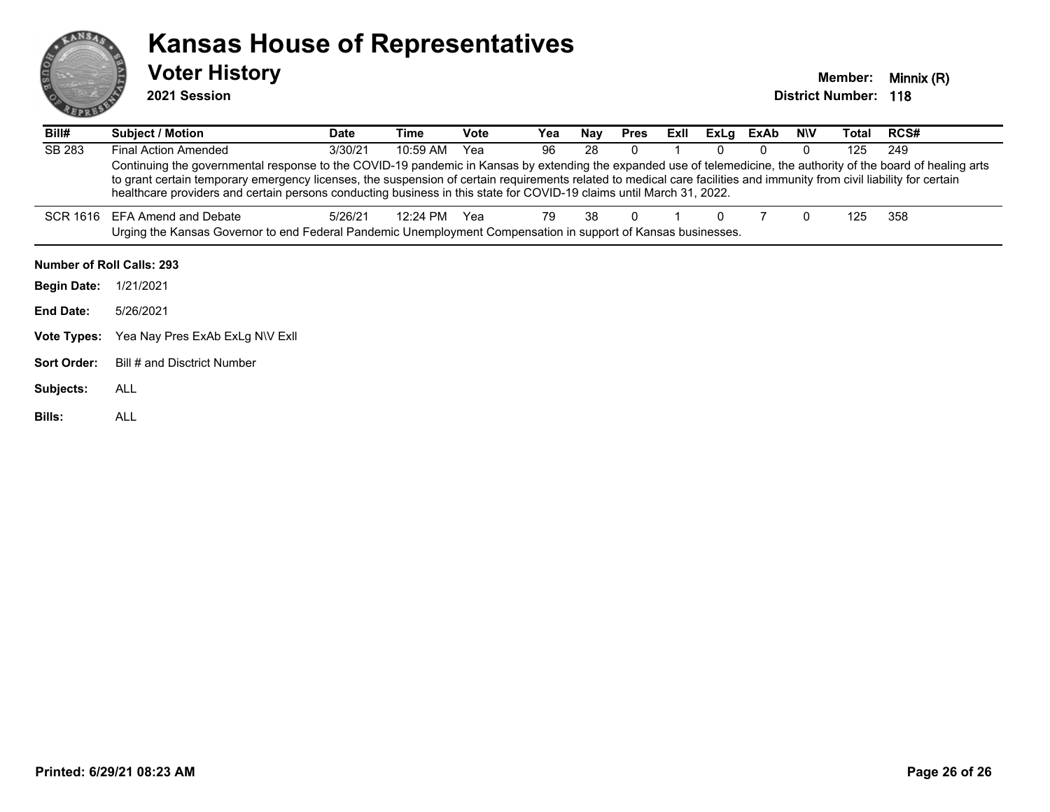# Kansas House of Representatives

## Voter History

**2021 Session**

**Member:** Minnix (R)
**District Number:** 118

| Bill# | Subject / Motion | Date | Time | Vote | Yea | Nay | Pres | ExII | ExLg | ExAb | N\V | Total | RCS# |
|---|---|---|---|---|---|---|---|---|---|---|---|---|---|
| SB 283 | Final Action Amended | 3/30/21 | 10:59 AM | Yea | 96 | 28 | 0 | 1 | 0 | 0 | 0 | 125 | 249 |
| | Continuing the governmental response to the COVID-19 pandemic in Kansas by extending the expanded use of telemedicine, the authority of the board of healing arts to grant certain temporary emergency licenses, the suspension of certain requirements related to medical care facilities and immunity from civil liability for certain healthcare providers and certain persons conducting business in this state for COVID-19 claims until March 31, 2022. | | | | | | | | | | | | |
| SCR 1616 | EFA Amend and Debate | 5/26/21 | 12:24 PM | Yea | 79 | 38 | 0 | 1 | 0 | 7 | 0 | 125 | 358 |
| | Urging the Kansas Governor to end Federal Pandemic Unemployment Compensation in support of Kansas businesses. | | | | | | | | | | | | |

**Number of Roll Calls: 293**

**Begin Date:** 1/21/2021

**End Date:** 5/26/2021

**Vote Types:** Yea Nay Pres ExAb ExLg N\V ExII

**Sort Order:** Bill # and Disctrict Number

**Subjects:** ALL

**Bills:** ALL

**Printed: 6/29/21 08:23 AM**